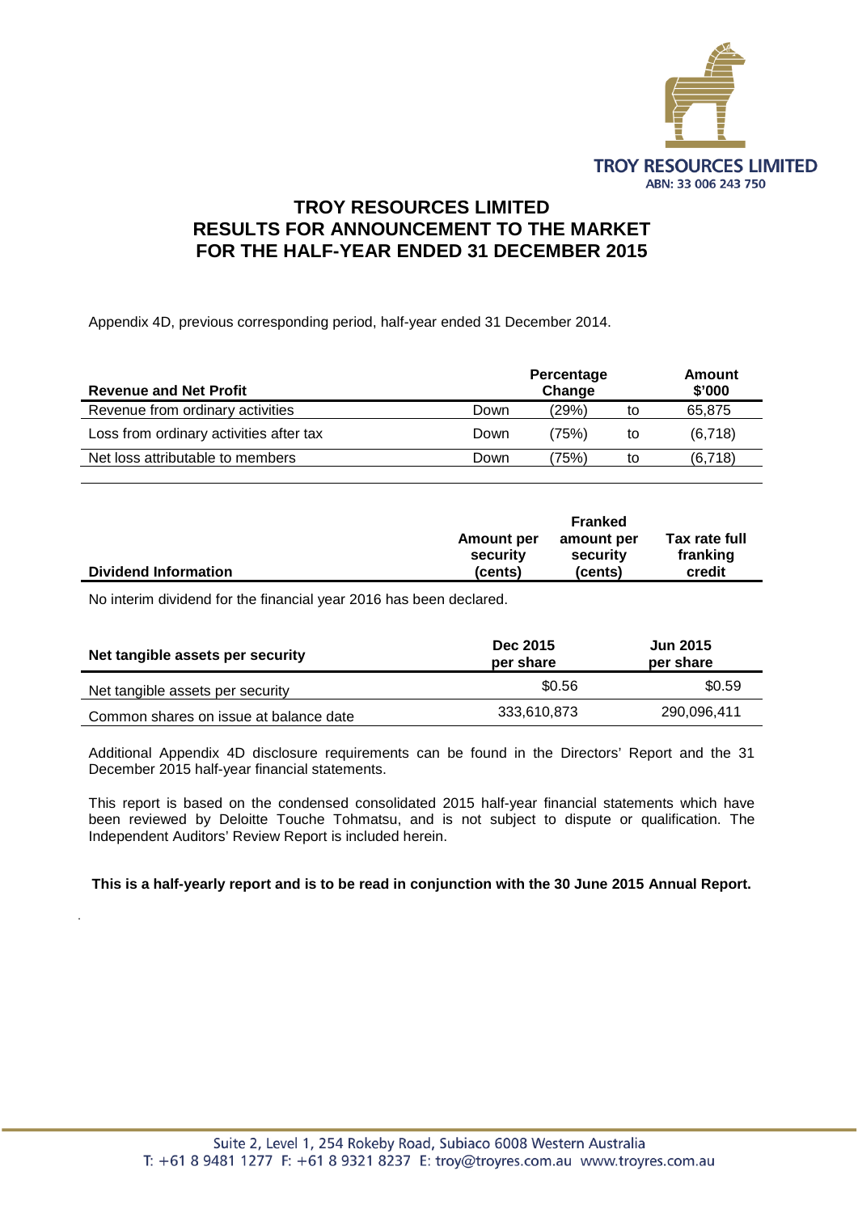TROY RESOURCES LIMITED
ABN: 33 006 243 750

# TROY RESOURCES LIMITED
# RESULTS FOR ANNOUNCEMENT TO THE MARKET
# FOR THE HALF-YEAR ENDED 31 DECEMBER 2015

Appendix 4D, previous corresponding period, half-year ended 31 December 2014.

| Revenue and Net Profit | | Percentage Change | | Amount $'000 |
|---|---|---|---|---|
| Revenue from ordinary activities | Down | (29%) | to | 65,875 |
| Loss from ordinary activities after tax | Down | (75%) | to | (6,718) |
| Net loss attributable to members | Down | (75%) | to | (6,718) |

| Dividend Information | Amount per security (cents) | Franked amount per security (cents) | Tax rate full franking credit |
|---|---|---|---|

No interim dividend for the financial year 2016 has been declared.

| Net tangible assets per security | Dec 2015 per share | Jun 2015 per share |
|---|---|---|
| Net tangible assets per security | $0.56 | $0.59 |
| Common shares on issue at balance date | 333,610,873 | 290,096,411 |

Additional Appendix 4D disclosure requirements can be found in the Directors' Report and the 31 December 2015 half-year financial statements.

This report is based on the condensed consolidated 2015 half-year financial statements which have been reviewed by Deloitte Touche Tohmatsu, and is not subject to dispute or qualification. The Independent Auditors' Review Report is included herein.

**This is a half-yearly report and is to be read in conjunction with the 30 June 2015 Annual Report.**

Suite 2, Level 1, 254 Rokeby Road, Subiaco 6008 Western Australia
T: +61 8 9481 1277 F: +61 8 9321 8237 E: troy@troyres.com.au www.troyres.com.au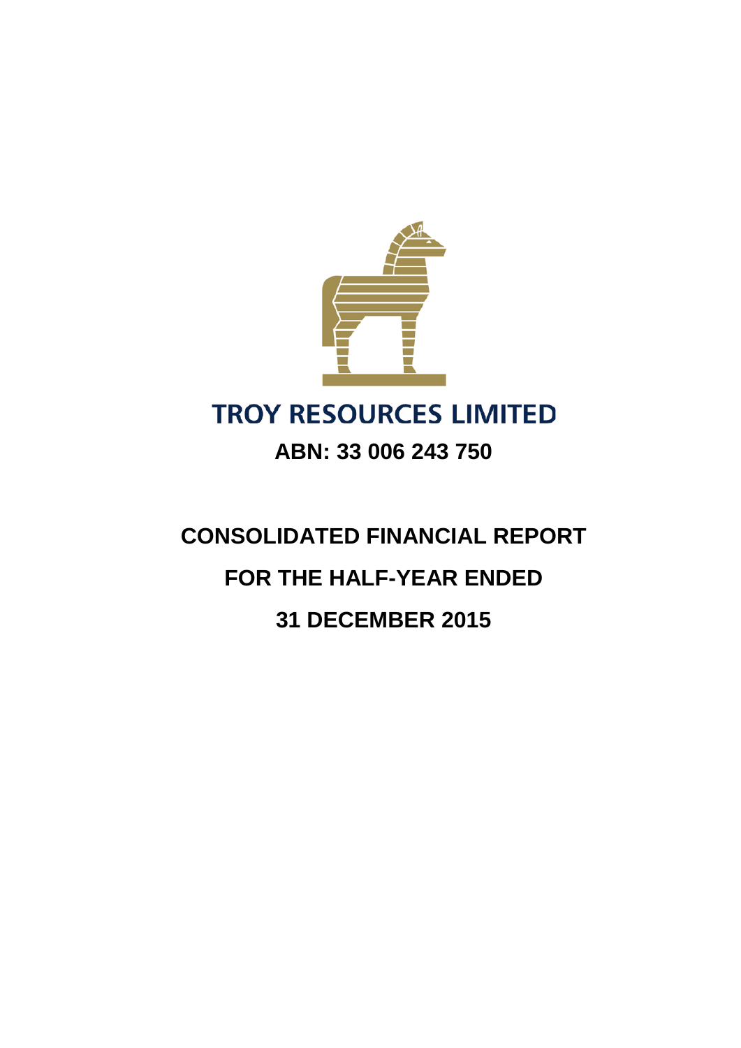# TROY RESOURCES LIMITED

**ABN: 33 006 243 750**

# CONSOLIDATED FINANCIAL REPORT

# FOR THE HALF-YEAR ENDED

# 31 DECEMBER 2015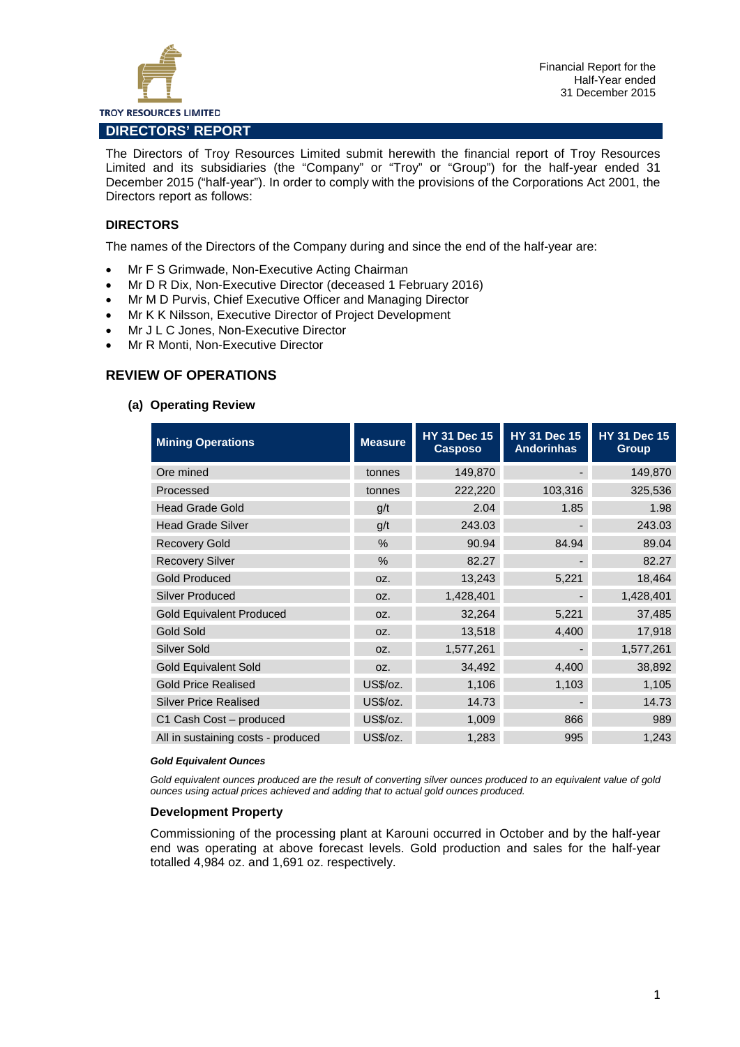# DIRECTORS' REPORT

The Directors of Troy Resources Limited submit herewith the financial report of Troy Resources Limited and its subsidiaries (the "Company" or "Troy" or "Group") for the half-year ended 31 December 2015 ("half-year"). In order to comply with the provisions of the Corporations Act 2001, the Directors report as follows:

## DIRECTORS

The names of the Directors of the Company during and since the end of the half-year are:

- Mr F S Grimwade, Non-Executive Acting Chairman
- Mr D R Dix, Non-Executive Director (deceased 1 February 2016)
- Mr M D Purvis, Chief Executive Officer and Managing Director
- Mr K K Nilsson, Executive Director of Project Development
- Mr J L C Jones, Non-Executive Director
- Mr R Monti, Non-Executive Director

## REVIEW OF OPERATIONS

### (a) Operating Review

| Mining Operations | Measure | HY 31 Dec 15 Casposo | HY 31 Dec 15 Andorinhas | HY 31 Dec 15 Group |
|---|---|---|---|---|
| Ore mined | tonnes | 149,870 | - | 149,870 |
| Processed | tonnes | 222,220 | 103,316 | 325,536 |
| Head Grade Gold | g/t | 2.04 | 1.85 | 1.98 |
| Head Grade Silver | g/t | 243.03 | - | 243.03 |
| Recovery Gold | % | 90.94 | 84.94 | 89.04 |
| Recovery Silver | % | 82.27 | - | 82.27 |
| Gold Produced | oz. | 13,243 | 5,221 | 18,464 |
| Silver Produced | oz. | 1,428,401 | - | 1,428,401 |
| Gold Equivalent Produced | oz. | 32,264 | 5,221 | 37,485 |
| Gold Sold | oz. | 13,518 | 4,400 | 17,918 |
| Silver Sold | oz. | 1,577,261 | - | 1,577,261 |
| Gold Equivalent Sold | oz. | 34,492 | 4,400 | 38,892 |
| Gold Price Realised | US$/oz. | 1,106 | 1,103 | 1,105 |
| Silver Price Realised | US$/oz. | 14.73 | - | 14.73 |
| C1 Cash Cost – produced | US$/oz. | 1,009 | 866 | 989 |
| All in sustaining costs - produced | US$/oz. | 1,283 | 995 | 1,243 |

***Gold Equivalent Ounces***

*Gold equivalent ounces produced are the result of converting silver ounces produced to an equivalent value of gold ounces using actual prices achieved and adding that to actual gold ounces produced.*

**Development Property**

Commissioning of the processing plant at Karouni occurred in October and by the half-year end was operating at above forecast levels. Gold production and sales for the half-year totalled 4,984 oz. and 1,691 oz. respectively.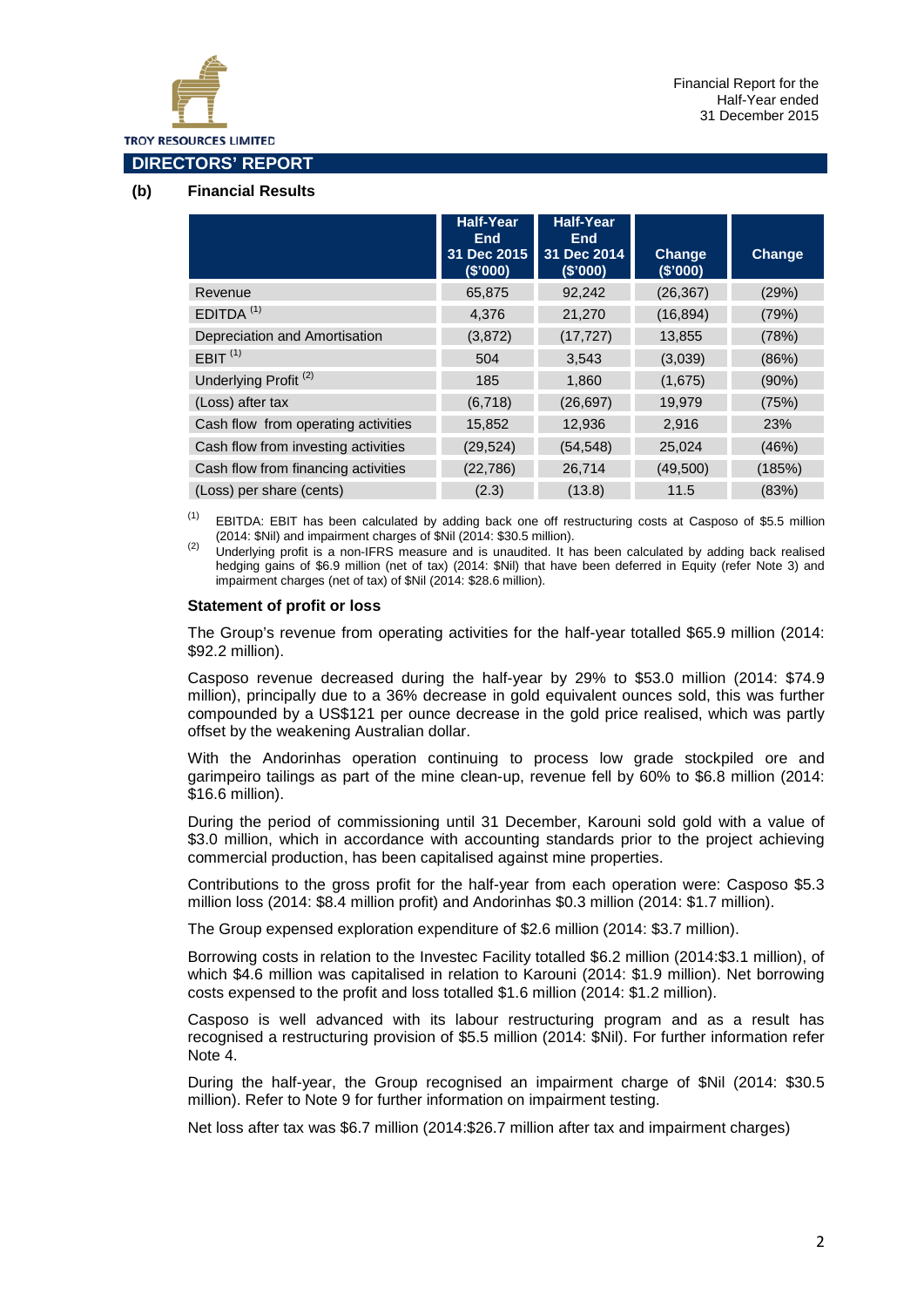## DIRECTORS' REPORT

**(b) Financial Results**

| | Half-Year End 31 Dec 2015 ($'000) | Half-Year End 31 Dec 2014 ($'000) | Change ($'000) | Change |
|---|---|---|---|---|
| Revenue | 65,875 | 92,242 | (26,367) | (29%) |
| EDITDA [(1)] | 4,376 | 21,270 | (16,894) | (79%) |
| Depreciation and Amortisation | (3,872) | (17,727) | 13,855 | (78%) |
| EBIT [(1)] | 504 | 3,543 | (3,039) | (86%) |
| Underlying Profit [(2)] | 185 | 1,860 | (1,675) | (90%) |
| (Loss) after tax | (6,718) | (26,697) | 19,979 | (75%) |
| Cash flow from operating activities | 15,852 | 12,936 | 2,916 | 23% |
| Cash flow from investing activities | (29,524) | (54,548) | 25,024 | (46%) |
| Cash flow from financing activities | (22,786) | 26,714 | (49,500) | (185%) |
| (Loss) per share (cents) | (2.3) | (13.8) | 11.5 | (83%) |

(1) EBITDA: EBIT has been calculated by adding back one off restructuring costs at Casposo of $5.5 million (2014: $Nil) and impairment charges of $Nil (2014: $30.5 million).

(2) Underlying profit is a non-IFRS measure and is unaudited. It has been calculated by adding back realised hedging gains of $6.9 million (net of tax) (2014: $Nil) that have been deferred in Equity (refer Note 3) and impairment charges (net of tax) of $Nil (2014: $28.6 million).

### Statement of profit or loss

The Group's revenue from operating activities for the half-year totalled $65.9 million (2014: $92.2 million).

Casposo revenue decreased during the half-year by 29% to $53.0 million (2014: $74.9 million), principally due to a 36% decrease in gold equivalent ounces sold, this was further compounded by a US$121 per ounce decrease in the gold price realised, which was partly offset by the weakening Australian dollar.

With the Andorinhas operation continuing to process low grade stockpiled ore and garimpeiro tailings as part of the mine clean-up, revenue fell by 60% to $6.8 million (2014: $16.6 million).

During the period of commissioning until 31 December, Karouni sold gold with a value of $3.0 million, which in accordance with accounting standards prior to the project achieving commercial production, has been capitalised against mine properties.

Contributions to the gross profit for the half-year from each operation were: Casposo $5.3 million loss (2014: $8.4 million profit) and Andorinhas $0.3 million (2014: $1.7 million).

The Group expensed exploration expenditure of $2.6 million (2014: $3.7 million).

Borrowing costs in relation to the Investec Facility totalled $6.2 million (2014:$3.1 million), of which $4.6 million was capitalised in relation to Karouni (2014: $1.9 million). Net borrowing costs expensed to the profit and loss totalled $1.6 million (2014: $1.2 million).

Casposo is well advanced with its labour restructuring program and as a result has recognised a restructuring provision of $5.5 million (2014: $Nil). For further information refer Note 4.

During the half-year, the Group recognised an impairment charge of $Nil (2014: $30.5 million). Refer to Note 9 for further information on impairment testing.

Net loss after tax was $6.7 million (2014:$26.7 million after tax and impairment charges)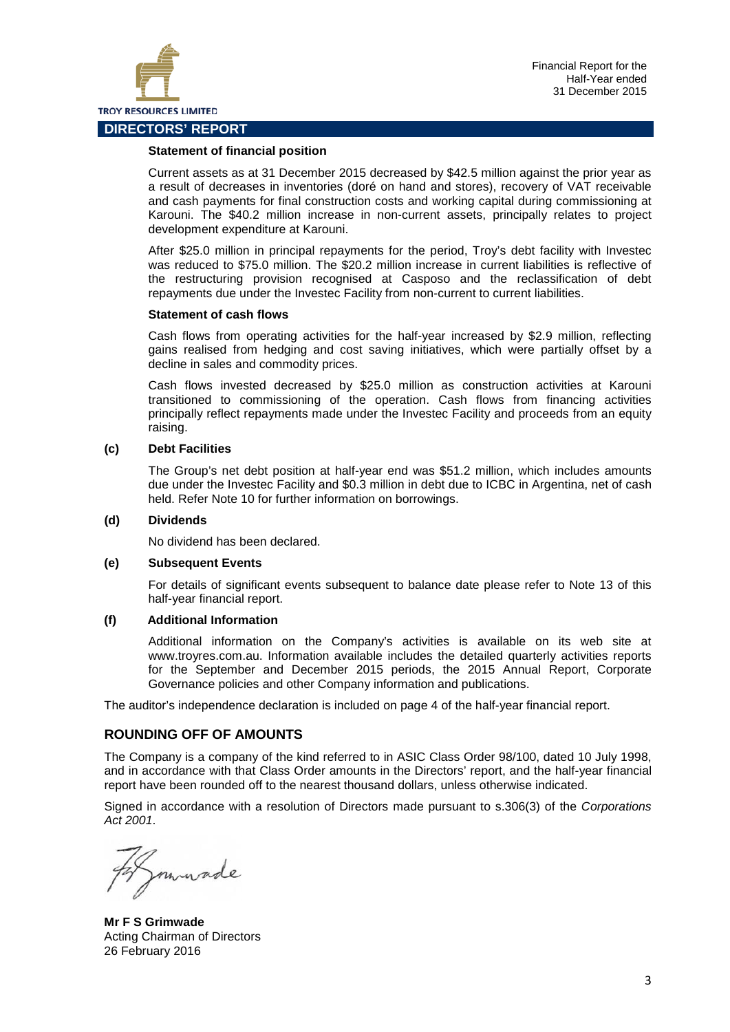## DIRECTORS' REPORT

**Statement of financial position**

Current assets as at 31 December 2015 decreased by $42.5 million against the prior year as a result of decreases in inventories (doré on hand and stores), recovery of VAT receivable and cash payments for final construction costs and working capital during commissioning at Karouni. The $40.2 million increase in non-current assets, principally relates to project development expenditure at Karouni.

After $25.0 million in principal repayments for the period, Troy's debt facility with Investec was reduced to $75.0 million. The $20.2 million increase in current liabilities is reflective of the restructuring provision recognised at Casposo and the reclassification of debt repayments due under the Investec Facility from non-current to current liabilities.

**Statement of cash flows**

Cash flows from operating activities for the half-year increased by $2.9 million, reflecting gains realised from hedging and cost saving initiatives, which were partially offset by a decline in sales and commodity prices.

Cash flows invested decreased by $25.0 million as construction activities at Karouni transitioned to commissioning of the operation. Cash flows from financing activities principally reflect repayments made under the Investec Facility and proceeds from an equity raising.

**(c) Debt Facilities**

The Group's net debt position at half-year end was $51.2 million, which includes amounts due under the Investec Facility and $0.3 million in debt due to ICBC in Argentina, net of cash held. Refer Note 10 for further information on borrowings.

**(d) Dividends**

No dividend has been declared.

**(e) Subsequent Events**

For details of significant events subsequent to balance date please refer to Note 13 of this half-year financial report.

**(f) Additional Information**

Additional information on the Company's activities is available on its web site at www.troyres.com.au. Information available includes the detailed quarterly activities reports for the September and December 2015 periods, the 2015 Annual Report, Corporate Governance policies and other Company information and publications.

The auditor's independence declaration is included on page 4 of the half-year financial report.

## ROUNDING OFF OF AMOUNTS

The Company is a company of the kind referred to in ASIC Class Order 98/100, dated 10 July 1998, and in accordance with that Class Order amounts in the Directors' report, and the half-year financial report have been rounded off to the nearest thousand dollars, unless otherwise indicated.

Signed in accordance with a resolution of Directors made pursuant to s.306(3) of the *Corporations Act 2001*.

**Mr F S Grimwade**
Acting Chairman of Directors
26 February 2016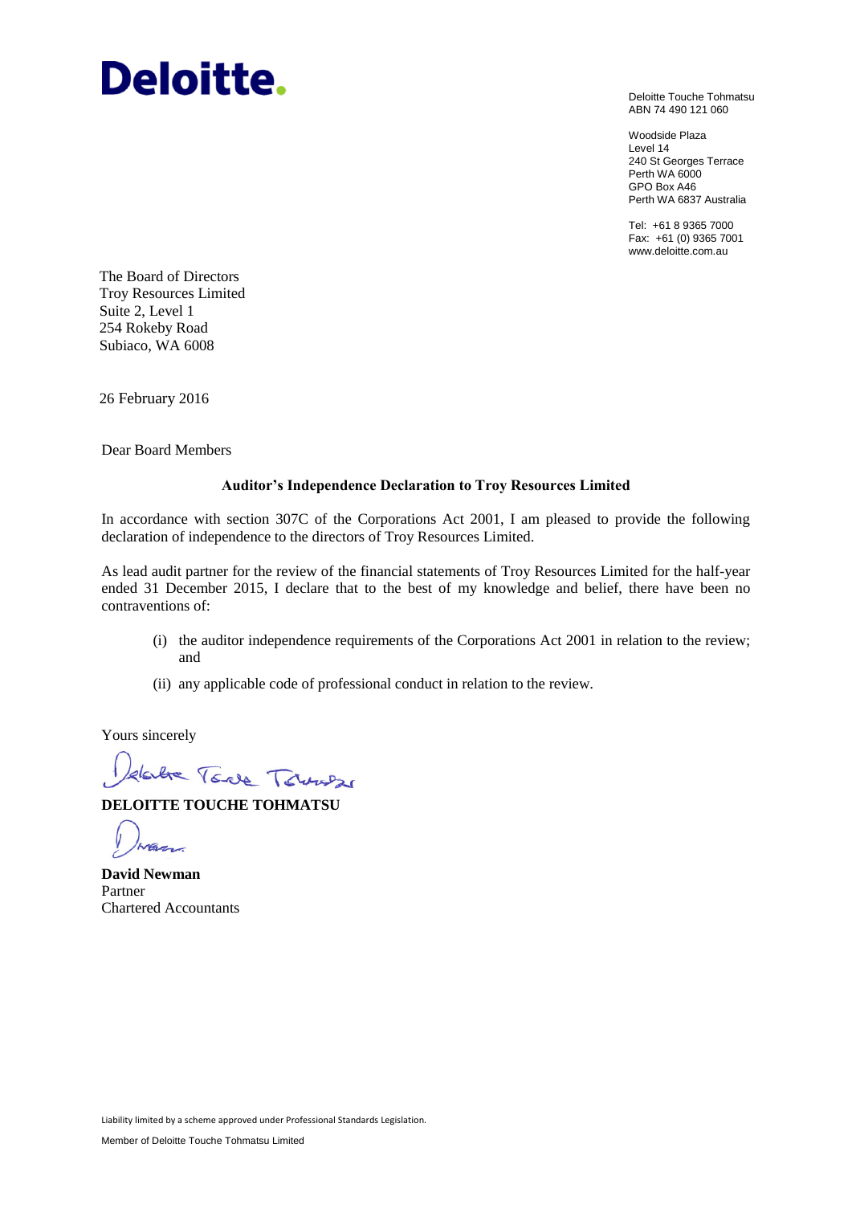Deloitte.

Deloitte Touche Tohmatsu
ABN 74 490 121 060

Woodside Plaza
Level 14
240 St Georges Terrace
Perth WA 6000
GPO Box A46
Perth WA 6837 Australia

Tel: +61 8 9365 7000
Fax: +61 (0) 9365 7001
www.deloitte.com.au

The Board of Directors
Troy Resources Limited
Suite 2, Level 1
254 Rokeby Road
Subiaco, WA 6008

26 February 2016

Dear Board Members

**Auditor's Independence Declaration to Troy Resources Limited**

In accordance with section 307C of the Corporations Act 2001, I am pleased to provide the following declaration of independence to the directors of Troy Resources Limited.

As lead audit partner for the review of the financial statements of Troy Resources Limited for the half-year ended 31 December 2015, I declare that to the best of my knowledge and belief, there have been no contraventions of:

(i) the auditor independence requirements of the Corporations Act 2001 in relation to the review; and

(ii) any applicable code of professional conduct in relation to the review.

Yours sincerely

**DELOITTE TOUCHE TOHMATSU**

**David Newman**
Partner
Chartered Accountants

Liability limited by a scheme approved under Professional Standards Legislation.

Member of Deloitte Touche Tohmatsu Limited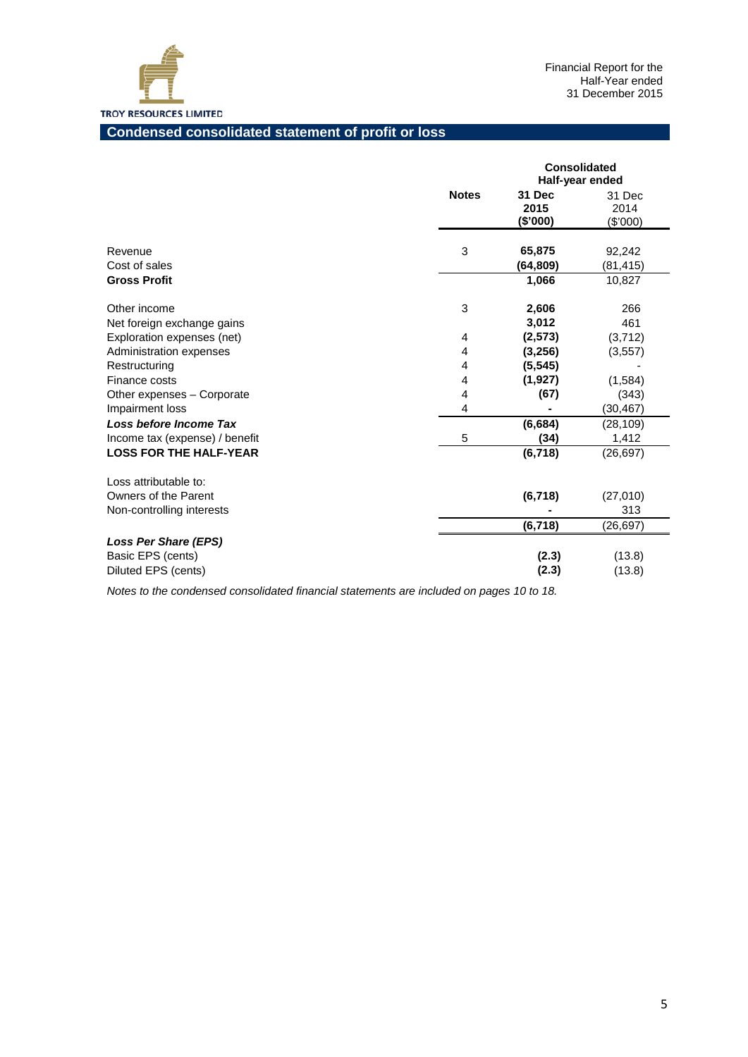TROY RESOURCES LIMITED

Financial Report for the Half-Year ended 31 December 2015

## Condensed consolidated statement of profit or loss

| | Notes | Consolidated Half-year ended 31 Dec 2015 ($'000) | 31 Dec 2014 ($'000) |
|---|---|---|---|
| Revenue | 3 | **65,875** | 92,242 |
| Cost of sales | | **(64,809)** | (81,415) |
| **Gross Profit** | | **1,066** | 10,827 |
| | | | |
| Other income | 3 | **2,606** | 266 |
| Net foreign exchange gains | | **3,012** | 461 |
| Exploration expenses (net) | 4 | **(2,573)** | (3,712) |
| Administration expenses | 4 | **(3,256)** | (3,557) |
| Restructuring | 4 | **(5,545)** | - |
| Finance costs | 4 | **(1,927)** | (1,584) |
| Other expenses – Corporate | 4 | **(67)** | (343) |
| Impairment loss | 4 | **-** | (30,467) |
| ***Loss before Income Tax*** | | **(6,684)** | (28,109) |
| Income tax (expense) / benefit | 5 | **(34)** | 1,412 |
| **LOSS FOR THE HALF-YEAR** | | **(6,718)** | (26,697) |
| | | | |
| Loss attributable to: | | | |
| Owners of the Parent | | **(6,718)** | (27,010) |
| Non-controlling interests | | **-** | 313 |
| | | **(6,718)** | (26,697) |
| ***Loss Per Share (EPS)*** | | | |
| Basic EPS (cents) | | **(2.3)** | (13.8) |
| Diluted EPS (cents) | | **(2.3)** | (13.8) |

*Notes to the condensed consolidated financial statements are included on pages 10 to 18.*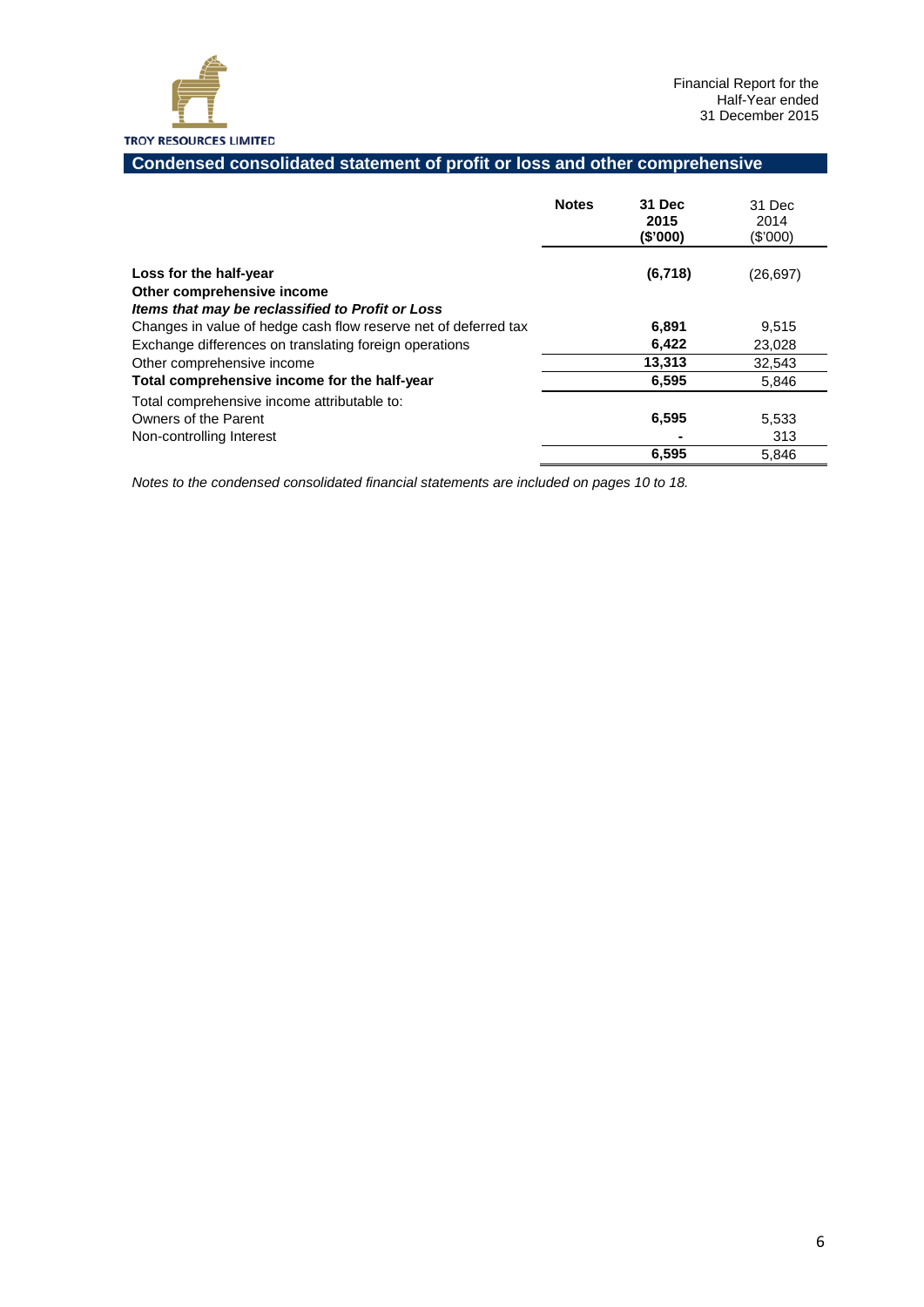## Condensed consolidated statement of profit or loss and other comprehensive

| | Notes | **31 Dec 2015 ($'000)** | 31 Dec 2014 ($'000) |
|---|---|---|---|
| **Loss for the half-year** | | **(6,718)** | (26,697) |
| **Other comprehensive income** | | | |
| ***Items that may be reclassified to Profit or Loss*** | | | |
| Changes in value of hedge cash flow reserve net of deferred tax | | **6,891** | 9,515 |
| Exchange differences on translating foreign operations | | **6,422** | 23,028 |
| Other comprehensive income | | **13,313** | 32,543 |
| **Total comprehensive income for the half-year** | | **6,595** | 5,846 |
| Total comprehensive income attributable to: | | | |
| Owners of the Parent | | **6,595** | 5,533 |
| Non-controlling Interest | | **-** | 313 |
| | | **6,595** | 5,846 |

*Notes to the condensed consolidated financial statements are included on pages 10 to 18.*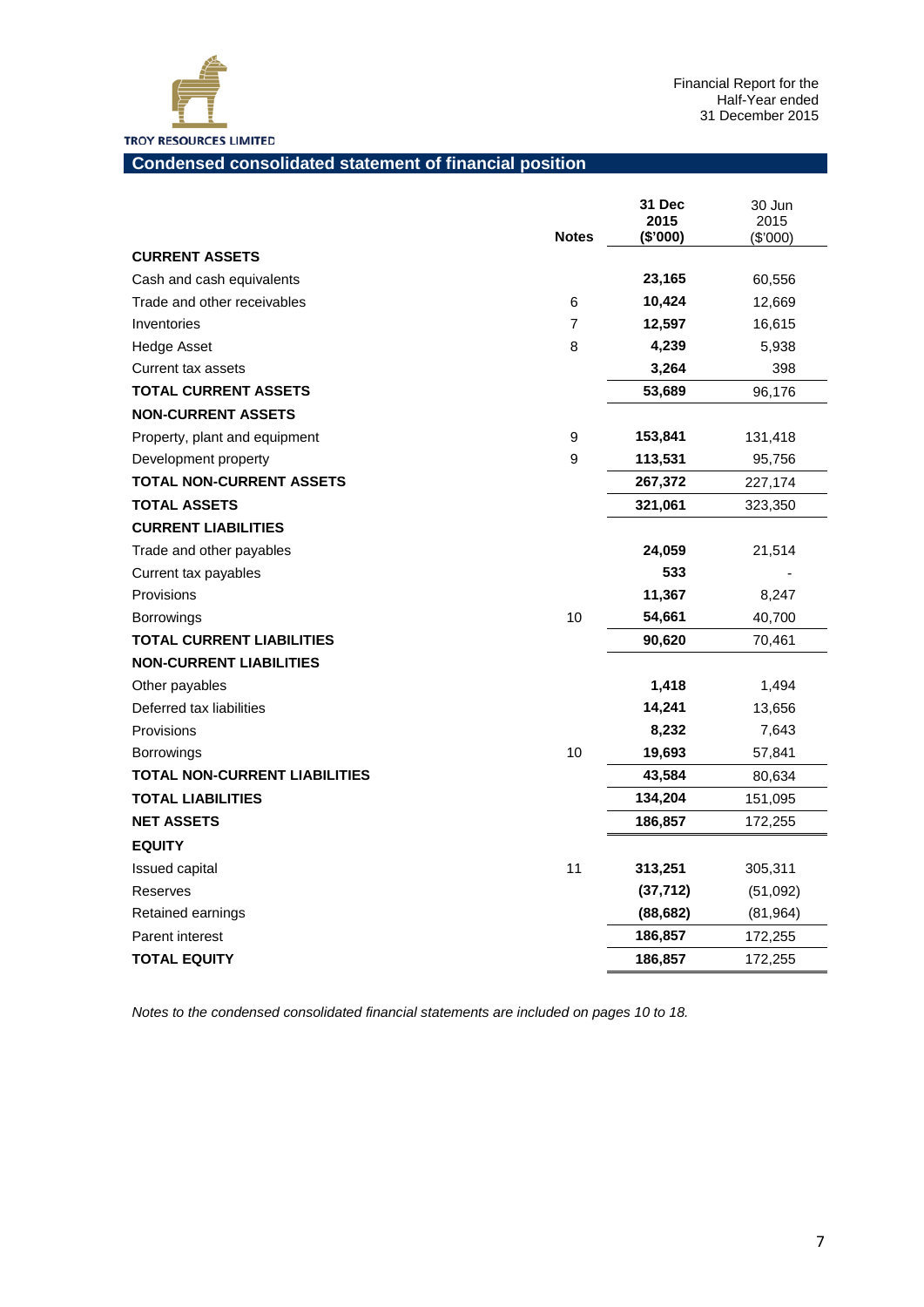TROY RESOURCES LIMITED

Financial Report for the Half-Year ended 31 December 2015

## Condensed consolidated statement of financial position

| | Notes | 31 Dec 2015 ($'000) | 30 Jun 2015 ($'000) |
|---|---|---|---|
| **CURRENT ASSETS** | | | |
| Cash and cash equivalents | | **23,165** | 60,556 |
| Trade and other receivables | 6 | **10,424** | 12,669 |
| Inventories | 7 | **12,597** | 16,615 |
| Hedge Asset | 8 | **4,239** | 5,938 |
| Current tax assets | | **3,264** | 398 |
| **TOTAL CURRENT ASSETS** | | **53,689** | 96,176 |
| **NON-CURRENT ASSETS** | | | |
| Property, plant and equipment | 9 | **153,841** | 131,418 |
| Development property | 9 | **113,531** | 95,756 |
| **TOTAL NON-CURRENT ASSETS** | | **267,372** | 227,174 |
| **TOTAL ASSETS** | | **321,061** | 323,350 |
| **CURRENT LIABILITIES** | | | |
| Trade and other payables | | **24,059** | 21,514 |
| Current tax payables | | **533** | - |
| Provisions | | **11,367** | 8,247 |
| Borrowings | 10 | **54,661** | 40,700 |
| **TOTAL CURRENT LIABILITIES** | | **90,620** | 70,461 |
| **NON-CURRENT LIABILITIES** | | | |
| Other payables | | **1,418** | 1,494 |
| Deferred tax liabilities | | **14,241** | 13,656 |
| Provisions | | **8,232** | 7,643 |
| Borrowings | 10 | **19,693** | 57,841 |
| **TOTAL NON-CURRENT LIABILITIES** | | **43,584** | 80,634 |
| **TOTAL LIABILITIES** | | **134,204** | 151,095 |
| **NET ASSETS** | | **186,857** | 172,255 |
| **EQUITY** | | | |
| Issued capital | 11 | **313,251** | 305,311 |
| Reserves | | **(37,712)** | (51,092) |
| Retained earnings | | **(88,682)** | (81,964) |
| Parent interest | | **186,857** | 172,255 |
| **TOTAL EQUITY** | | **186,857** | 172,255 |

*Notes to the condensed consolidated financial statements are included on pages 10 to 18.*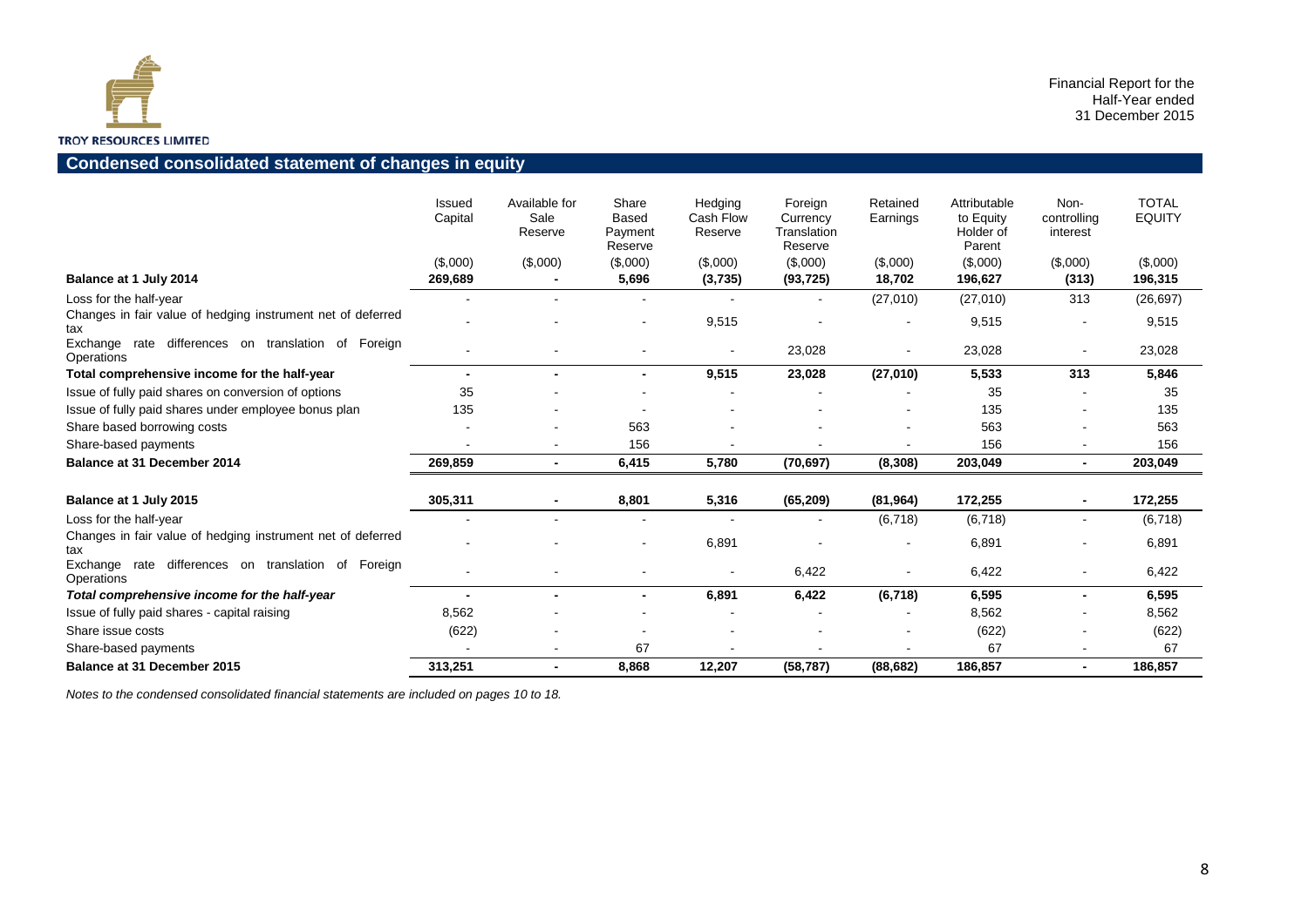## Condensed consolidated statement of changes in equity

| | Issued Capital | Available for Sale Reserve | Share Based Payment Reserve | Hedging Cash Flow Reserve | Foreign Currency Translation Reserve | Retained Earnings | Attributable to Equity Holder of Parent | Non-controlling interest | TOTAL EQUITY |
|---|---|---|---|---|---|---|---|---|---|
| | ($,000) | ($,000) | ($,000) | ($,000) | ($,000) | ($,000) | ($,000) | ($,000) | ($,000) |
| **Balance at 1 July 2014** | **269,689** | **-** | **5,696** | **(3,735)** | **(93,725)** | **18,702** | **196,627** | **(313)** | **196,315** |
| Loss for the half-year | - | - | - | - | - | (27,010) | (27,010) | 313 | (26,697) |
| Changes in fair value of hedging instrument net of deferred tax | - | - | - | 9,515 | - | - | 9,515 | - | 9,515 |
| Exchange rate differences on translation of Foreign Operations | - | - | - | - | 23,028 | - | 23,028 | - | 23,028 |
| **Total comprehensive income for the half-year** | **-** | **-** | **-** | **9,515** | **23,028** | **(27,010)** | **5,533** | **313** | **5,846** |
| Issue of fully paid shares on conversion of options | 35 | - | - | - | - | - | 35 | - | 35 |
| Issue of fully paid shares under employee bonus plan | 135 | - | - | - | - | - | 135 | - | 135 |
| Share based borrowing costs | - | - | 563 | - | - | - | 563 | - | 563 |
| Share-based payments | - | - | 156 | - | - | - | 156 | - | 156 |
| **Balance at 31 December 2014** | **269,859** | **-** | **6,415** | **5,780** | **(70,697)** | **(8,308)** | **203,049** | **-** | **203,049** |
| | | | | | | | | | |
| **Balance at 1 July 2015** | **305,311** | **-** | **8,801** | **5,316** | **(65,209)** | **(81,964)** | **172,255** | **-** | **172,255** |
| Loss for the half-year | - | - | - | - | - | (6,718) | (6,718) | - | (6,718) |
| Changes in fair value of hedging instrument net of deferred tax | - | - | - | 6,891 | - | - | 6,891 | - | 6,891 |
| Exchange rate differences on translation of Foreign Operations | - | - | - | - | 6,422 | - | 6,422 | - | 6,422 |
| ***Total comprehensive income for the half-year*** | **-** | **-** | **-** | **6,891** | **6,422** | **(6,718)** | **6,595** | **-** | **6,595** |
| Issue of fully paid shares - capital raising | 8,562 | - | - | - | - | - | 8,562 | - | 8,562 |
| Share issue costs | (622) | - | - | - | - | - | (622) | - | (622) |
| Share-based payments | - | - | 67 | - | - | - | 67 | - | 67 |
| **Balance at 31 December 2015** | **313,251** | **-** | **8,868** | **12,207** | **(58,787)** | **(88,682)** | **186,857** | **-** | **186,857** |

*Notes to the condensed consolidated financial statements are included on pages 10 to 18.*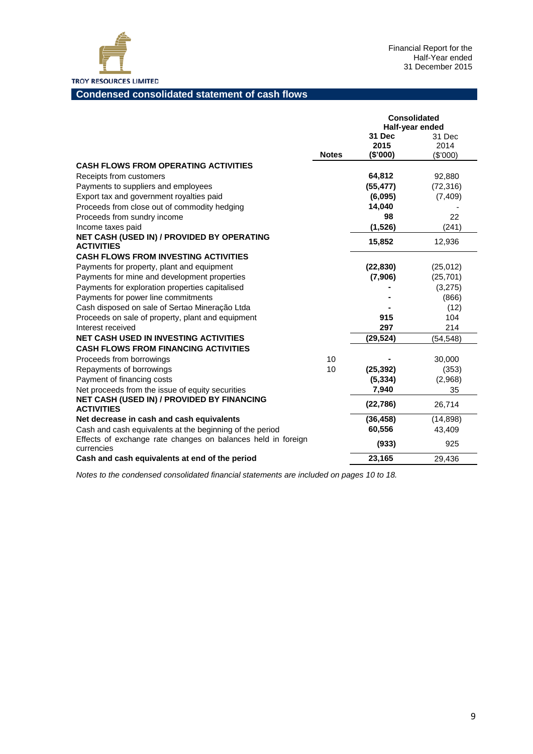TROY RESOURCES LIMITED

Financial Report for the Half-Year ended 31 December 2015

## Condensed consolidated statement of cash flows

| | Notes | Consolidated Half-year ended 31 Dec 2015 ($'000) | 31 Dec 2014 ($'000) |
|---|---|---|---|
| **CASH FLOWS FROM OPERATING ACTIVITIES** | | | |
| Receipts from customers | | **64,812** | 92,880 |
| Payments to suppliers and employees | | **(55,477)** | (72,316) |
| Export tax and government royalties paid | | **(6,095)** | (7,409) |
| Proceeds from close out of commodity hedging | | **14,040** | - |
| Proceeds from sundry income | | **98** | 22 |
| Income taxes paid | | **(1,526)** | (241) |
| **NET CASH (USED IN) / PROVIDED BY OPERATING ACTIVITIES** | | **15,852** | 12,936 |
| **CASH FLOWS FROM INVESTING ACTIVITIES** | | | |
| Payments for property, plant and equipment | | **(22,830)** | (25,012) |
| Payments for mine and development properties | | **(7,906)** | (25,701) |
| Payments for exploration properties capitalised | | **-** | (3,275) |
| Payments for power line commitments | | **-** | (866) |
| Cash disposed on sale of Sertao Mineração Ltda | | **-** | (12) |
| Proceeds on sale of property, plant and equipment | | **915** | 104 |
| Interest received | | **297** | 214 |
| **NET CASH USED IN INVESTING ACTIVITIES** | | **(29,524)** | (54,548) |
| **CASH FLOWS FROM FINANCING ACTIVITIES** | | | |
| Proceeds from borrowings | 10 | **-** | 30,000 |
| Repayments of borrowings | 10 | **(25,392)** | (353) |
| Payment of financing costs | | **(5,334)** | (2,968) |
| Net proceeds from the issue of equity securities | | **7,940** | 35 |
| **NET CASH (USED IN) / PROVIDED BY FINANCING ACTIVITIES** | | **(22,786)** | 26,714 |
| **Net decrease in cash and cash equivalents** | | **(36,458)** | (14,898) |
| Cash and cash equivalents at the beginning of the period | | **60,556** | 43,409 |
| Effects of exchange rate changes on balances held in foreign currencies | | **(933)** | 925 |
| **Cash and cash equivalents at end of the period** | | **23,165** | 29,436 |

*Notes to the condensed consolidated financial statements are included on pages 10 to 18.*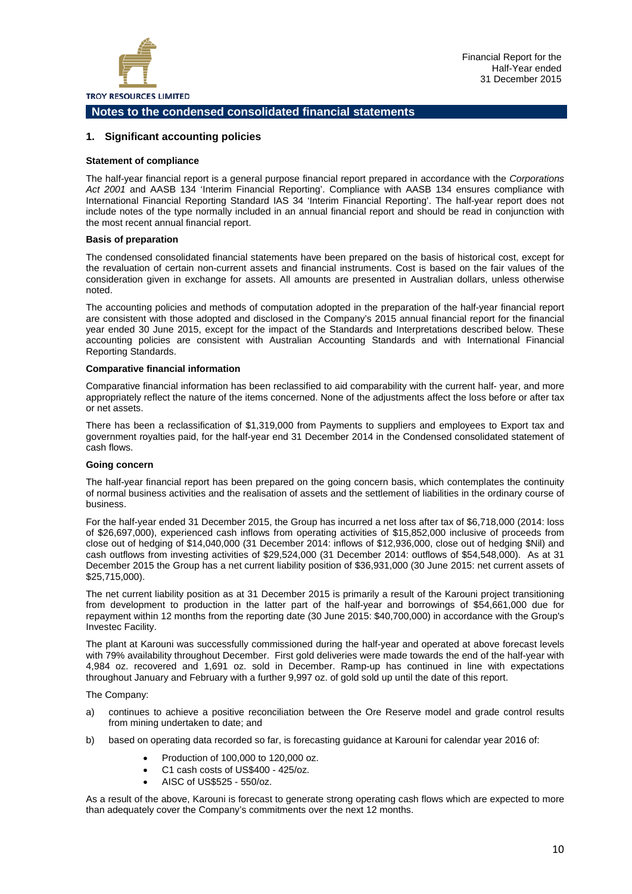## Notes to the condensed consolidated financial statements

### 1. Significant accounting policies

**Statement of compliance**

The half-year financial report is a general purpose financial report prepared in accordance with the *Corporations Act 2001* and AASB 134 'Interim Financial Reporting'. Compliance with AASB 134 ensures compliance with International Financial Reporting Standard IAS 34 'Interim Financial Reporting'. The half-year report does not include notes of the type normally included in an annual financial report and should be read in conjunction with the most recent annual financial report.

**Basis of preparation**

The condensed consolidated financial statements have been prepared on the basis of historical cost, except for the revaluation of certain non-current assets and financial instruments. Cost is based on the fair values of the consideration given in exchange for assets. All amounts are presented in Australian dollars, unless otherwise noted.

The accounting policies and methods of computation adopted in the preparation of the half-year financial report are consistent with those adopted and disclosed in the Company's 2015 annual financial report for the financial year ended 30 June 2015, except for the impact of the Standards and Interpretations described below. These accounting policies are consistent with Australian Accounting Standards and with International Financial Reporting Standards.

**Comparative financial information**

Comparative financial information has been reclassified to aid comparability with the current half- year, and more appropriately reflect the nature of the items concerned. None of the adjustments affect the loss before or after tax or net assets.

There has been a reclassification of $1,319,000 from Payments to suppliers and employees to Export tax and government royalties paid, for the half-year end 31 December 2014 in the Condensed consolidated statement of cash flows.

**Going concern**

The half-year financial report has been prepared on the going concern basis, which contemplates the continuity of normal business activities and the realisation of assets and the settlement of liabilities in the ordinary course of business.

For the half-year ended 31 December 2015, the Group has incurred a net loss after tax of $6,718,000 (2014: loss of $26,697,000), experienced cash inflows from operating activities of $15,852,000 inclusive of proceeds from close out of hedging of $14,040,000 (31 December 2014: inflows of $12,936,000, close out of hedging $Nil) and cash outflows from investing activities of $29,524,000 (31 December 2014: outflows of $54,548,000). As at 31 December 2015 the Group has a net current liability position of $36,931,000 (30 June 2015: net current assets of $25,715,000).

The net current liability position as at 31 December 2015 is primarily a result of the Karouni project transitioning from development to production in the latter part of the half-year and borrowings of $54,661,000 due for repayment within 12 months from the reporting date (30 June 2015: $40,700,000) in accordance with the Group's Investec Facility.

The plant at Karouni was successfully commissioned during the half-year and operated at above forecast levels with 79% availability throughout December. First gold deliveries were made towards the end of the half-year with 4,984 oz. recovered and 1,691 oz. sold in December. Ramp-up has continued in line with expectations throughout January and February with a further 9,997 oz. of gold sold up until the date of this report.

The Company:

a) continues to achieve a positive reconciliation between the Ore Reserve model and grade control results from mining undertaken to date; and

b) based on operating data recorded so far, is forecasting guidance at Karouni for calendar year 2016 of:

- Production of 100,000 to 120,000 oz.
- C1 cash costs of US$400 - 425/oz.
- AISC of US$525 - 550/oz.

As a result of the above, Karouni is forecast to generate strong operating cash flows which are expected to more than adequately cover the Company's commitments over the next 12 months.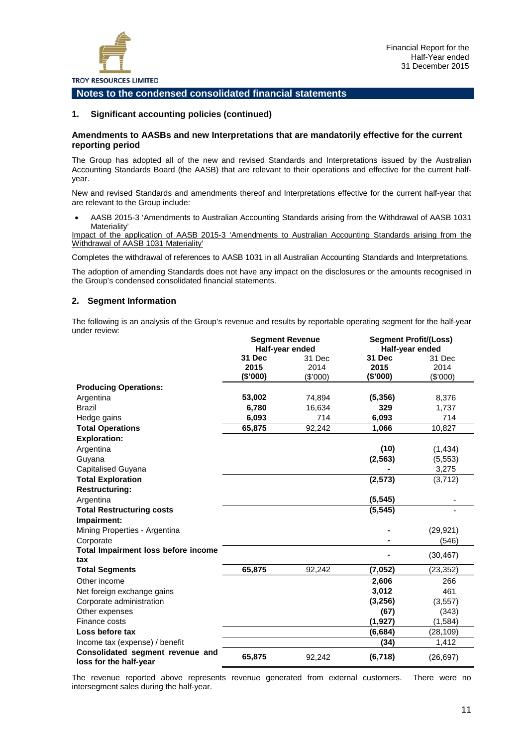## Notes to the condensed consolidated financial statements

### 1. Significant accounting policies (continued)

#### Amendments to AASBs and new Interpretations that are mandatorily effective for the current reporting period

The Group has adopted all of the new and revised Standards and Interpretations issued by the Australian Accounting Standards Board (the AASB) that are relevant to their operations and effective for the current half-year.

New and revised Standards and amendments thereof and Interpretations effective for the current half-year that are relevant to the Group include:

- AASB 2015-3 'Amendments to Australian Accounting Standards arising from the Withdrawal of AASB 1031 Materiality'

Impact of the application of AASB 2015-3 'Amendments to Australian Accounting Standards arising from the Withdrawal of AASB 1031 Materiality'

Completes the withdrawal of references to AASB 1031 in all Australian Accounting Standards and Interpretations.

The adoption of amending Standards does not have any impact on the disclosures or the amounts recognised in the Group's condensed consolidated financial statements.

### 2. Segment Information

The following is an analysis of the Group's revenue and results by reportable operating segment for the half-year under review:

| | Segment Revenue Half-year ended | | Segment Profit/(Loss) Half-year ended | |
|---|---|---|---|---|
| | **31 Dec 2015 ($'000)** | 31 Dec 2014 ($'000) | **31 Dec 2015 ($'000)** | 31 Dec 2014 ($'000) |
| **Producing Operations:** | | | | |
| Argentina | **53,002** | 74,894 | **(5,356)** | 8,376 |
| Brazil | **6,780** | 16,634 | **329** | 1,737 |
| Hedge gains | **6,093** | 714 | **6,093** | 714 |
| **Total Operations** | **65,875** | 92,242 | **1,066** | 10,827 |
| **Exploration:** | | | | |
| Argentina | | | **(10)** | (1,434) |
| Guyana | | | **(2,563)** | (5,553) |
| Capitalised Guyana | | | **-** | 3,275 |
| **Total Exploration** | | | **(2,573)** | (3,712) |
| **Restructuring:** | | | | |
| Argentina | | | **(5,545)** | - |
| **Total Restructuring costs** | | | **(5,545)** | - |
| **Impairment:** | | | | |
| Mining Properties - Argentina | | | **-** | (29,921) |
| Corporate | | | **-** | (546) |
| **Total Impairment loss before income tax** | | | **-** | (30,467) |
| **Total Segments** | **65,875** | 92,242 | **(7,052)** | (23,352) |
| Other income | | | **2,606** | 266 |
| Net foreign exchange gains | | | **3,012** | 461 |
| Corporate administration | | | **(3,256)** | (3,557) |
| Other expenses | | | **(67)** | (343) |
| Finance costs | | | **(1,927)** | (1,584) |
| **Loss before tax** | | | **(6,684)** | (28,109) |
| Income tax (expense) / benefit | | | **(34)** | 1,412 |
| **Consolidated segment revenue and loss for the half-year** | **65,875** | 92,242 | **(6,718)** | (26,697) |

The revenue reported above represents revenue generated from external customers. There were no intersegment sales during the half-year.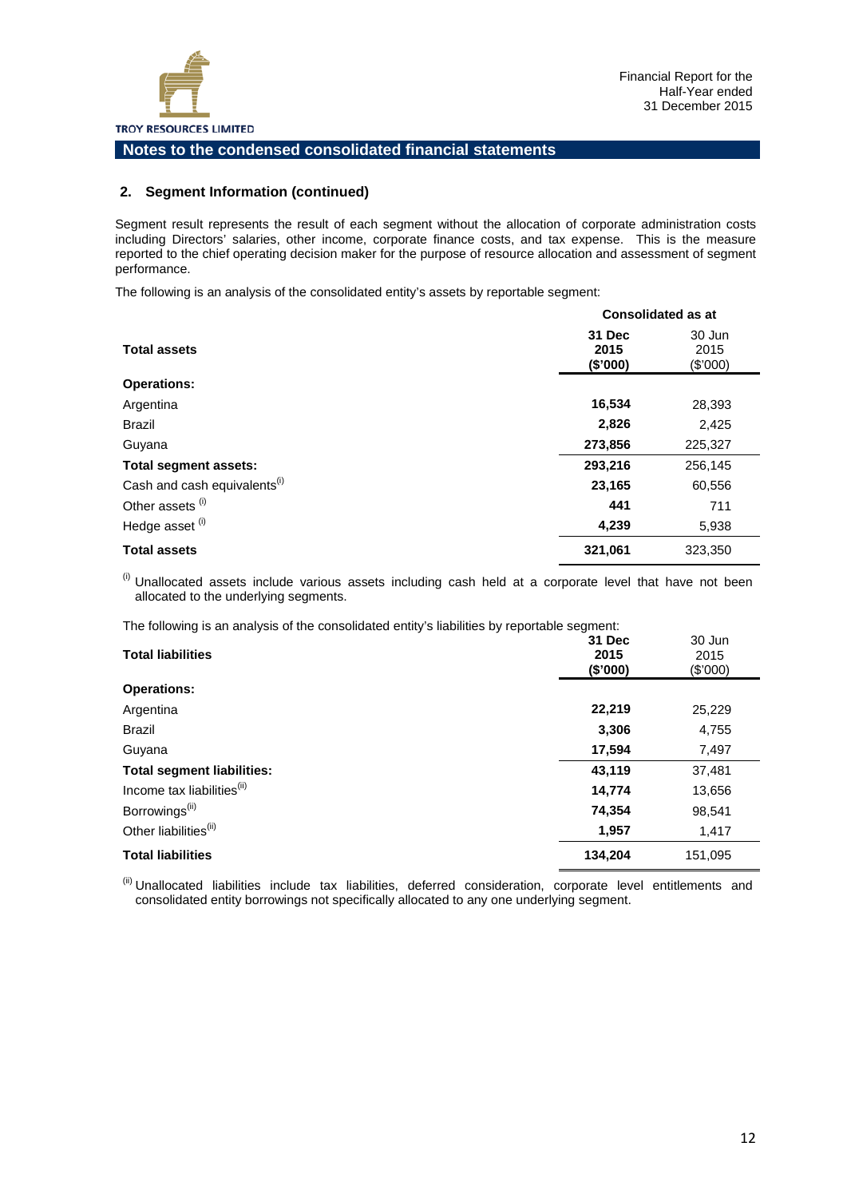## Notes to the condensed consolidated financial statements

### 2. Segment Information (continued)

Segment result represents the result of each segment without the allocation of corporate administration costs including Directors' salaries, other income, corporate finance costs, and tax expense. This is the measure reported to the chief operating decision maker for the purpose of resource allocation and assessment of segment performance.

The following is an analysis of the consolidated entity's assets by reportable segment:

| | Consolidated as at | |
|---|---|---|
| **Total assets** | **31 Dec 2015 ($'000)** | 30 Jun 2015 ($'000) |
| **Operations:** | | |
| Argentina | **16,534** | 28,393 |
| Brazil | **2,826** | 2,425 |
| Guyana | **273,856** | 225,327 |
| **Total segment assets:** | **293,216** | 256,145 |
| Cash and cash equivalents[(i)] | **23,165** | 60,556 |
| Other assets [(i)] | **441** | 711 |
| Hedge asset [(i)] | **4,239** | 5,938 |
| **Total assets** | **321,061** | 323,350 |

[(i)] Unallocated assets include various assets including cash held at a corporate level that have not been allocated to the underlying segments.

The following is an analysis of the consolidated entity's liabilities by reportable segment:

| **Total liabilities** | **31 Dec 2015 ($'000)** | 30 Jun 2015 ($'000) |
|---|---|---|
| **Operations:** | | |
| Argentina | **22,219** | 25,229 |
| Brazil | **3,306** | 4,755 |
| Guyana | **17,594** | 7,497 |
| **Total segment liabilities:** | **43,119** | 37,481 |
| Income tax liabilities[(ii)] | **14,774** | 13,656 |
| Borrowings[(ii)] | **74,354** | 98,541 |
| Other liabilities[(ii)] | **1,957** | 1,417 |
| **Total liabilities** | **134,204** | 151,095 |

[(ii)] Unallocated liabilities include tax liabilities, deferred consideration, corporate level entitlements and consolidated entity borrowings not specifically allocated to any one underlying segment.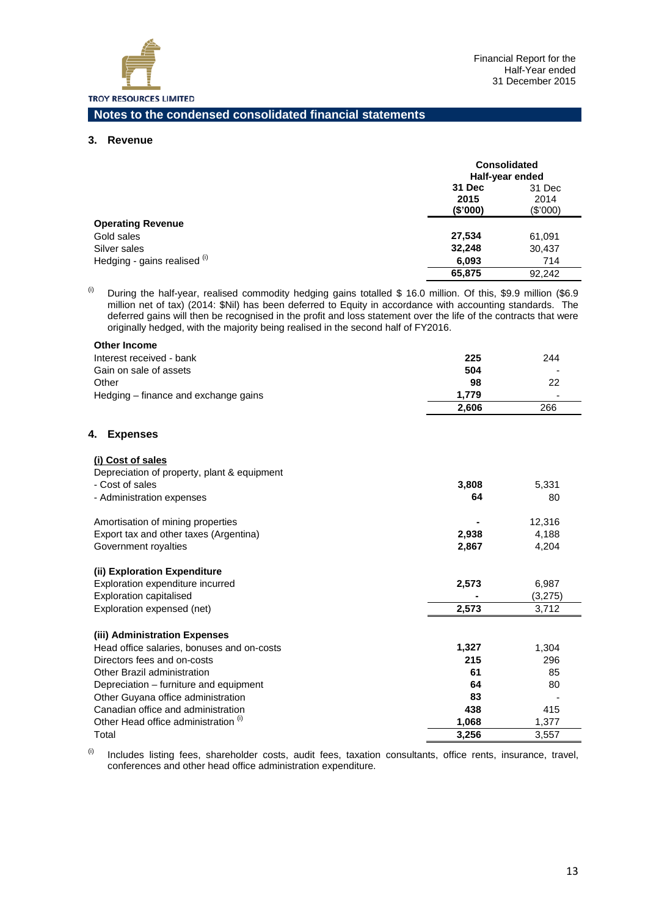## Notes to the condensed consolidated financial statements

### 3. Revenue

| | Consolidated Half-year ended | |
|---|---|---|
| | **31 Dec 2015 ($'000)** | 31 Dec 2014 ($'000) |
| **Operating Revenue** | | |
| Gold sales | **27,534** | 61,091 |
| Silver sales | **32,248** | 30,437 |
| Hedging - gains realised [(i)] | **6,093** | 714 |
| | **65,875** | 92,242 |

[(i)] During the half-year, realised commodity hedging gains totalled $ 16.0 million. Of this, $9.9 million ($6.9 million net of tax) (2014: $Nil) has been deferred to Equity in accordance with accounting standards. The deferred gains will then be recognised in the profit and loss statement over the life of the contracts that were originally hedged, with the majority being realised in the second half of FY2016.

| | | |
|---|---|---|
| **Other Income** | | |
| Interest received - bank | **225** | 244 |
| Gain on sale of assets | **504** | - |
| Other | **98** | 22 |
| Hedging – finance and exchange gains | **1,779** | - |
| | **2,606** | 266 |

### 4. Expenses

| | | |
|---|---|---|
| **(i) Cost of sales** | | |
| Depreciation of property, plant & equipment | | |
| - Cost of sales | **3,808** | 5,331 |
| - Administration expenses | **64** | 80 |
| | | |
| Amortisation of mining properties | **-** | 12,316 |
| Export tax and other taxes (Argentina) | **2,938** | 4,188 |
| Government royalties | **2,867** | 4,204 |
| | | |
| **(ii) Exploration Expenditure** | | |
| Exploration expenditure incurred | **2,573** | 6,987 |
| Exploration capitalised | **-** | (3,275) |
| Exploration expensed (net) | **2,573** | 3,712 |
| | | |
| **(iii) Administration Expenses** | | |
| Head office salaries, bonuses and on-costs | **1,327** | 1,304 |
| Directors fees and on-costs | **215** | 296 |
| Other Brazil administration | **61** | 85 |
| Depreciation – furniture and equipment | **64** | 80 |
| Other Guyana office administration | **83** | - |
| Canadian office and administration | **438** | 415 |
| Other Head office administration [(i)] | **1,068** | 1,377 |
| Total | **3,256** | 3,557 |

[(i)] Includes listing fees, shareholder costs, audit fees, taxation consultants, office rents, insurance, travel, conferences and other head office administration expenditure.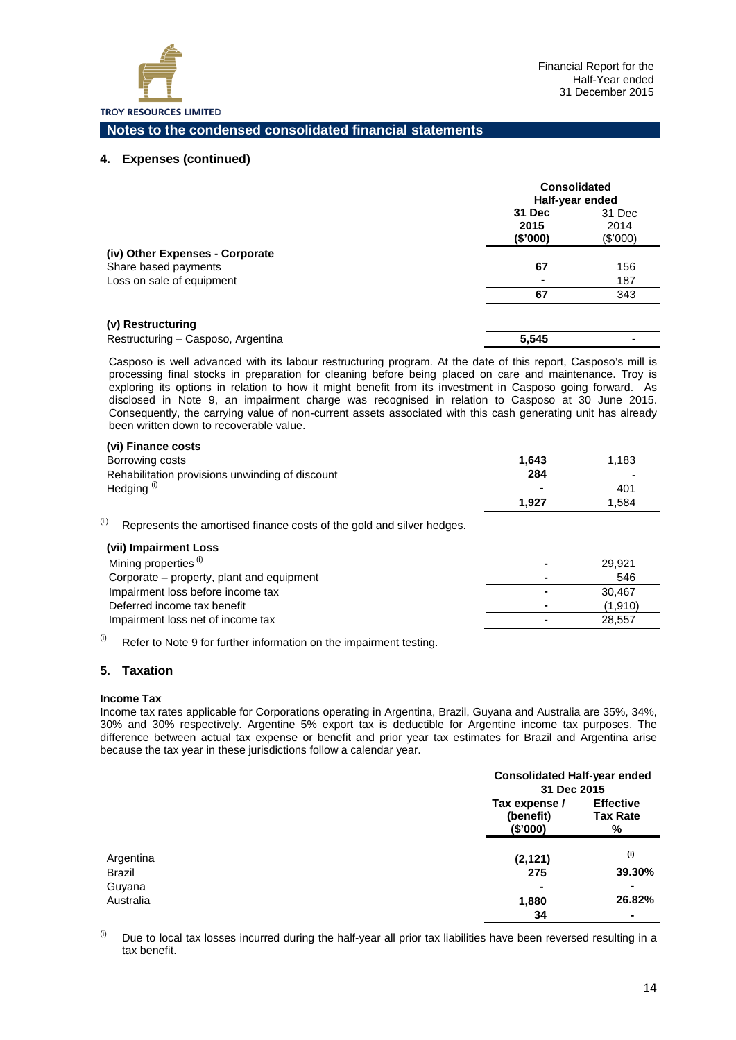## Notes to the condensed consolidated financial statements

### 4. Expenses (continued)

| | Consolidated Half-year ended | |
|---|---|---|
| | **31 Dec 2015 ($'000)** | 31 Dec 2014 ($'000) |
| **(iv) Other Expenses - Corporate** | | |
| Share based payments | **67** | 156 |
| Loss on sale of equipment | **-** | 187 |
| | **67** | 343 |
| **(v) Restructuring** | | |
| Restructuring – Casposo, Argentina | **5,545** | - |

Casposo is well advanced with its labour restructuring program. At the date of this report, Casposo's mill is processing final stocks in preparation for cleaning before being placed on care and maintenance. Troy is exploring its options in relation to how it might benefit from its investment in Casposo going forward. As disclosed in Note 9, an impairment charge was recognised in relation to Casposo at 30 June 2015. Consequently, the carrying value of non-current assets associated with this cash generating unit has already been written down to recoverable value.

| | 31 Dec 2015 ($'000) | 31 Dec 2014 ($'000) |
|---|---|---|
| **(vi) Finance costs** | | |
| Borrowing costs | **1,643** | 1,183 |
| Rehabilitation provisions unwinding of discount | **284** | - |
| Hedging (i) | **-** | 401 |
| | **1,927** | 1,584 |

(ii) Represents the amortised finance costs of the gold and silver hedges.

| | 31 Dec 2015 ($'000) | 31 Dec 2014 ($'000) |
|---|---|---|
| **(vii) Impairment Loss** | | |
| Mining properties (i) | - | 29,921 |
| Corporate – property, plant and equipment | - | 546 |
| Impairment loss before income tax | - | 30,467 |
| Deferred income tax benefit | - | (1,910) |
| Impairment loss net of income tax | - | 28,557 |

(i) Refer to Note 9 for further information on the impairment testing.

### 5. Taxation

**Income Tax**

Income tax rates applicable for Corporations operating in Argentina, Brazil, Guyana and Australia are 35%, 34%, 30% and 30% respectively. Argentine 5% export tax is deductible for Argentine income tax purposes. The difference between actual tax expense or benefit and prior year tax estimates for Brazil and Argentina arise because the tax year in these jurisdictions follow a calendar year.

| | Consolidated Half-year ended 31 Dec 2015 | |
|---|---|---|
| | **Tax expense / (benefit) ($'000)** | **Effective Tax Rate %** |
| Argentina | **(2,121)** | (i) |
| Brazil | **275** | **39.30%** |
| Guyana | **-** | **-** |
| Australia | **1,880** | **26.82%** |
| | **34** | **-** |

(i) Due to local tax losses incurred during the half-year all prior tax liabilities have been reversed resulting in a tax benefit.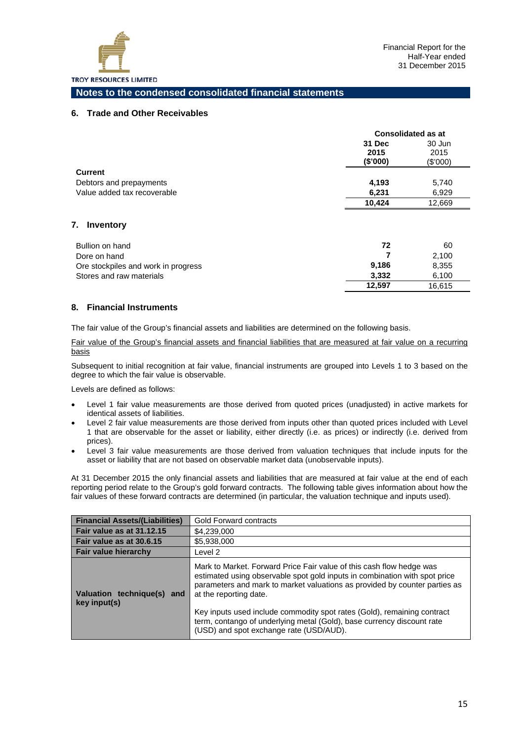## Notes to the condensed consolidated financial statements

### 6. Trade and Other Receivables

| | Consolidated as at | |
|---|---|---|
| | **31 Dec 2015 ($'000)** | 30 Jun 2015 ($'000) |
| **Current** | | |
| Debtors and prepayments | **4,193** | 5,740 |
| Value added tax recoverable | **6,231** | 6,929 |
| | **10,424** | 12,669 |

### 7. Inventory

| | | |
|---|---|---|
| Bullion on hand | **72** | 60 |
| Dore on hand | **7** | 2,100 |
| Ore stockpiles and work in progress | **9,186** | 8,355 |
| Stores and raw materials | **3,332** | 6,100 |
| | **12,597** | 16,615 |

### 8. Financial Instruments

The fair value of the Group's financial assets and liabilities are determined on the following basis.

Fair value of the Group's financial assets and financial liabilities that are measured at fair value on a recurring basis

Subsequent to initial recognition at fair value, financial instruments are grouped into Levels 1 to 3 based on the degree to which the fair value is observable.

Levels are defined as follows:

- Level 1 fair value measurements are those derived from quoted prices (unadjusted) in active markets for identical assets of liabilities.
- Level 2 fair value measurements are those derived from inputs other than quoted prices included with Level 1 that are observable for the asset or liability, either directly (i.e. as prices) or indirectly (i.e. derived from prices).
- Level 3 fair value measurements are those derived from valuation techniques that include inputs for the asset or liability that are not based on observable market data (unobservable inputs).

At 31 December 2015 the only financial assets and liabilities that are measured at fair value at the end of each reporting period relate to the Group's gold forward contracts. The following table gives information about how the fair values of these forward contracts are determined (in particular, the valuation technique and inputs used).

| **Financial Assets/(Liabilities)** | Gold Forward contracts |
|---|---|
| **Fair value as at 31.12.15** | $4,239,000 |
| **Fair value as at 30.6.15** | $5,938,000 |
| **Fair value hierarchy** | Level 2 |
| **Valuation technique(s) and key input(s)** | Mark to Market. Forward Price Fair value of this cash flow hedge was estimated using observable spot gold inputs in combination with spot price parameters and mark to market valuations as provided by counter parties as at the reporting date.<br><br>Key inputs used include commodity spot rates (Gold), remaining contract term, contango of underlying metal (Gold), base currency discount rate (USD) and spot exchange rate (USD/AUD). |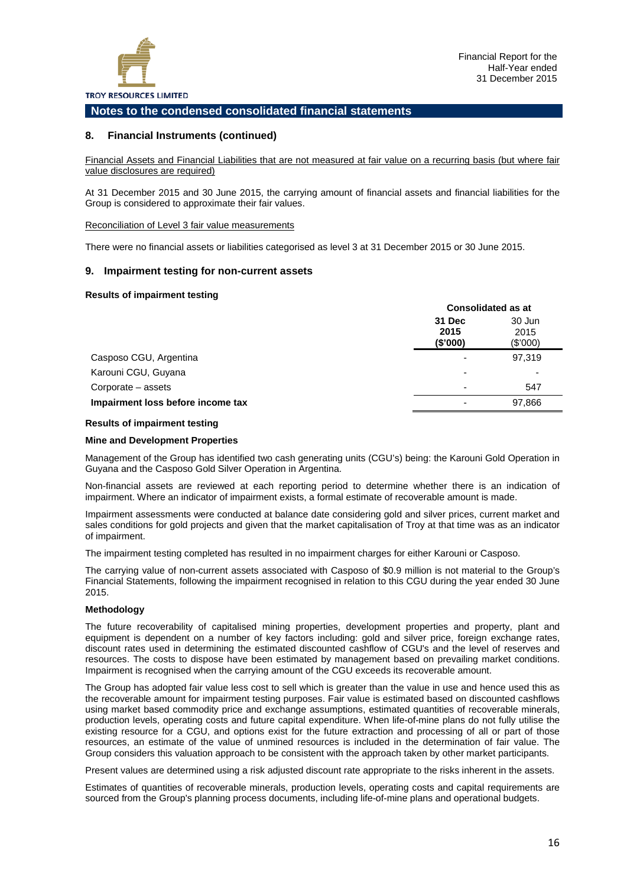## Notes to the condensed consolidated financial statements

### 8. Financial Instruments (continued)

Financial Assets and Financial Liabilities that are not measured at fair value on a recurring basis (but where fair value disclosures are required)

At 31 December 2015 and 30 June 2015, the carrying amount of financial assets and financial liabilities for the Group is considered to approximate their fair values.

Reconciliation of Level 3 fair value measurements

There were no financial assets or liabilities categorised as level 3 at 31 December 2015 or 30 June 2015.

### 9. Impairment testing for non-current assets

**Results of impairment testing**

| | Consolidated as at | |
|---|---|---|
| | **31 Dec 2015 ($'000)** | 30 Jun 2015 ($'000) |
| Casposo CGU, Argentina | - | 97,319 |
| Karouni CGU, Guyana | - | - |
| Corporate – assets | - | 547 |
| **Impairment loss before income tax** | - | 97,866 |

**Results of impairment testing**

**Mine and Development Properties**

Management of the Group has identified two cash generating units (CGU's) being: the Karouni Gold Operation in Guyana and the Casposo Gold Silver Operation in Argentina.

Non-financial assets are reviewed at each reporting period to determine whether there is an indication of impairment. Where an indicator of impairment exists, a formal estimate of recoverable amount is made.

Impairment assessments were conducted at balance date considering gold and silver prices, current market and sales conditions for gold projects and given that the market capitalisation of Troy at that time was as an indicator of impairment.

The impairment testing completed has resulted in no impairment charges for either Karouni or Casposo.

The carrying value of non-current assets associated with Casposo of $0.9 million is not material to the Group's Financial Statements, following the impairment recognised in relation to this CGU during the year ended 30 June 2015.

**Methodology**

The future recoverability of capitalised mining properties, development properties and property, plant and equipment is dependent on a number of key factors including: gold and silver price, foreign exchange rates, discount rates used in determining the estimated discounted cashflow of CGU's and the level of reserves and resources. The costs to dispose have been estimated by management based on prevailing market conditions. Impairment is recognised when the carrying amount of the CGU exceeds its recoverable amount.

The Group has adopted fair value less cost to sell which is greater than the value in use and hence used this as the recoverable amount for impairment testing purposes. Fair value is estimated based on discounted cashflows using market based commodity price and exchange assumptions, estimated quantities of recoverable minerals, production levels, operating costs and future capital expenditure. When life-of-mine plans do not fully utilise the existing resource for a CGU, and options exist for the future extraction and processing of all or part of those resources, an estimate of the value of unmined resources is included in the determination of fair value. The Group considers this valuation approach to be consistent with the approach taken by other market participants.

Present values are determined using a risk adjusted discount rate appropriate to the risks inherent in the assets.

Estimates of quantities of recoverable minerals, production levels, operating costs and capital requirements are sourced from the Group's planning process documents, including life-of-mine plans and operational budgets.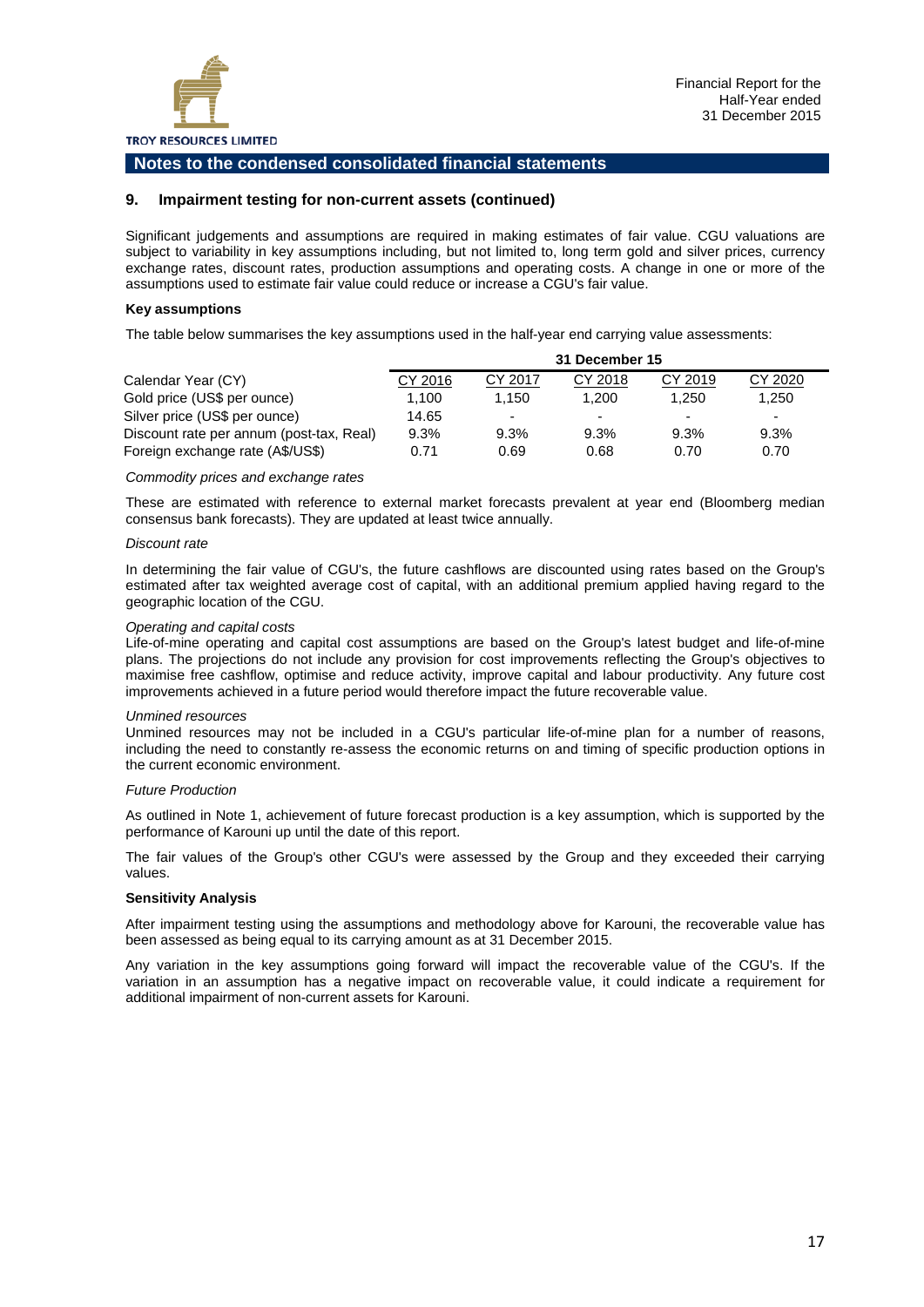## Notes to the condensed consolidated financial statements

### 9. Impairment testing for non-current assets (continued)

Significant judgements and assumptions are required in making estimates of fair value. CGU valuations are subject to variability in key assumptions including, but not limited to, long term gold and silver prices, currency exchange rates, discount rates, production assumptions and operating costs. A change in one or more of the assumptions used to estimate fair value could reduce or increase a CGU's fair value.

**Key assumptions**

The table below summarises the key assumptions used in the half-year end carrying value assessments:

| | 31 December 15 | | | | |
|---|---|---|---|---|---|
| Calendar Year (CY) | CY 2016 | CY 2017 | CY 2018 | CY 2019 | CY 2020 |
| Gold price (US$ per ounce) | 1,100 | 1,150 | 1,200 | 1,250 | 1,250 |
| Silver price (US$ per ounce) | 14.65 | - | - | - | - |
| Discount rate per annum (post-tax, Real) | 9.3% | 9.3% | 9.3% | 9.3% | 9.3% |
| Foreign exchange rate (A$/US$) | 0.71 | 0.69 | 0.68 | 0.70 | 0.70 |

*Commodity prices and exchange rates*

These are estimated with reference to external market forecasts prevalent at year end (Bloomberg median consensus bank forecasts). They are updated at least twice annually.

*Discount rate*

In determining the fair value of CGU's, the future cashflows are discounted using rates based on the Group's estimated after tax weighted average cost of capital, with an additional premium applied having regard to the geographic location of the CGU.

*Operating and capital costs*

Life-of-mine operating and capital cost assumptions are based on the Group's latest budget and life-of-mine plans. The projections do not include any provision for cost improvements reflecting the Group's objectives to maximise free cashflow, optimise and reduce activity, improve capital and labour productivity. Any future cost improvements achieved in a future period would therefore impact the future recoverable value.

*Unmined resources*

Unmined resources may not be included in a CGU's particular life-of-mine plan for a number of reasons, including the need to constantly re-assess the economic returns on and timing of specific production options in the current economic environment.

*Future Production*

As outlined in Note 1, achievement of future forecast production is a key assumption, which is supported by the performance of Karouni up until the date of this report.

The fair values of the Group's other CGU's were assessed by the Group and they exceeded their carrying values.

**Sensitivity Analysis**

After impairment testing using the assumptions and methodology above for Karouni, the recoverable value has been assessed as being equal to its carrying amount as at 31 December 2015.

Any variation in the key assumptions going forward will impact the recoverable value of the CGU's. If the variation in an assumption has a negative impact on recoverable value, it could indicate a requirement for additional impairment of non-current assets for Karouni.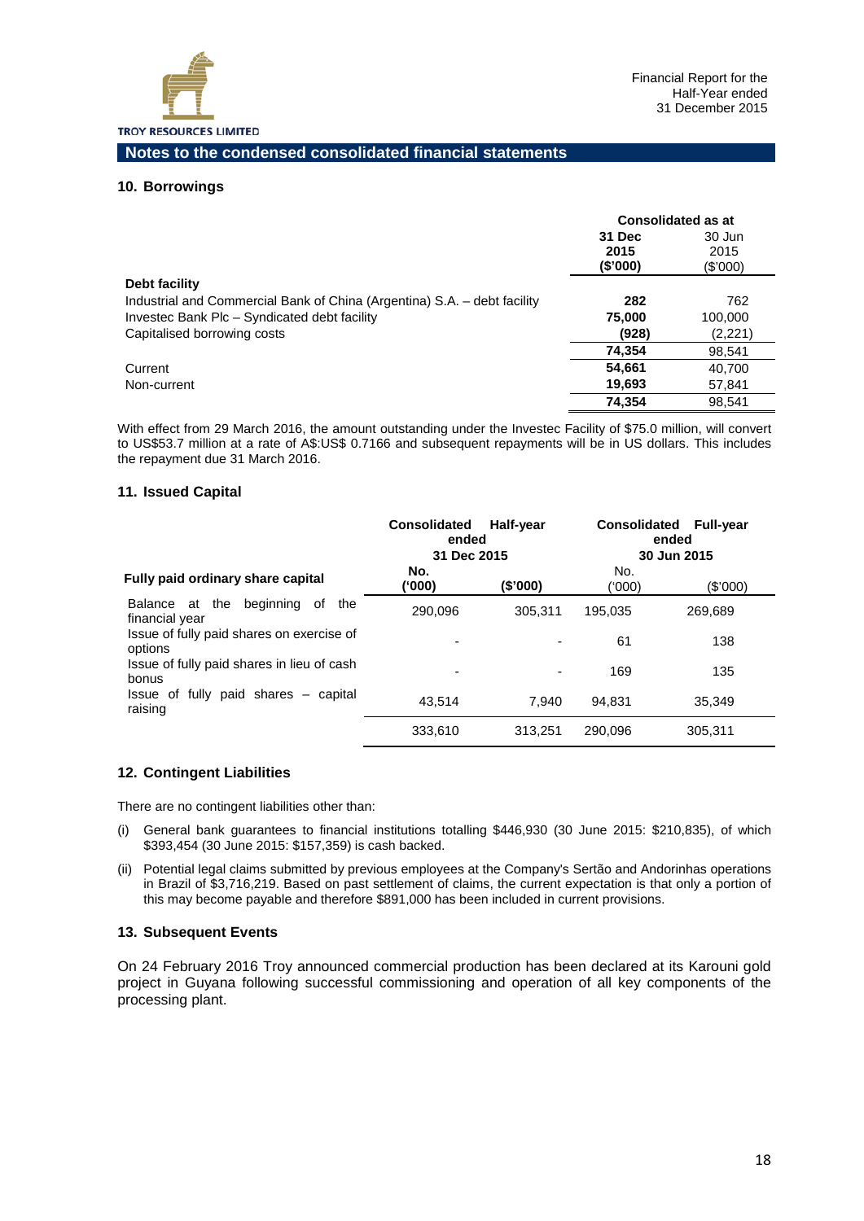## Notes to the condensed consolidated financial statements

### 10. Borrowings

| | Consolidated as at | |
|---|---|---|
| | **31 Dec 2015 (\$'000)** | 30 Jun 2015 (\$'000) |
| **Debt facility** | | |
| Industrial and Commercial Bank of China (Argentina) S.A. – debt facility | **282** | 762 |
| Investec Bank Plc – Syndicated debt facility | **75,000** | 100,000 |
| Capitalised borrowing costs | **(928)** | (2,221) |
| | **74,354** | 98,541 |
| Current | **54,661** | 40,700 |
| Non-current | **19,693** | 57,841 |
| | **74,354** | 98,541 |

With effect from 29 March 2016, the amount outstanding under the Investec Facility of \$75.0 million, will convert to US\$53.7 million at a rate of A\$:US\$ 0.7166 and subsequent repayments will be in US dollars. This includes the repayment due 31 March 2016.

### 11. Issued Capital

| | Consolidated Half-year ended 31 Dec 2015 | | Consolidated Full-year ended 30 Jun 2015 | |
|---|---|---|---|---|
| **Fully paid ordinary share capital** | **No. ('000)** | **(\$'000)** | No. ('000) | (\$'000) |
| Balance at the beginning of the financial year | 290,096 | 305,311 | 195,035 | 269,689 |
| Issue of fully paid shares on exercise of options | - | - | 61 | 138 |
| Issue of fully paid shares in lieu of cash bonus | - | - | 169 | 135 |
| Issue of fully paid shares – capital raising | 43,514 | 7,940 | 94,831 | 35,349 |
| | 333,610 | 313,251 | 290,096 | 305,311 |

### 12. Contingent Liabilities

There are no contingent liabilities other than:

(i) General bank guarantees to financial institutions totalling \$446,930 (30 June 2015: \$210,835), of which \$393,454 (30 June 2015: \$157,359) is cash backed.

(ii) Potential legal claims submitted by previous employees at the Company's Sertão and Andorinhas operations in Brazil of \$3,716,219. Based on past settlement of claims, the current expectation is that only a portion of this may become payable and therefore \$891,000 has been included in current provisions.

### 13. Subsequent Events

On 24 February 2016 Troy announced commercial production has been declared at its Karouni gold project in Guyana following successful commissioning and operation of all key components of the processing plant.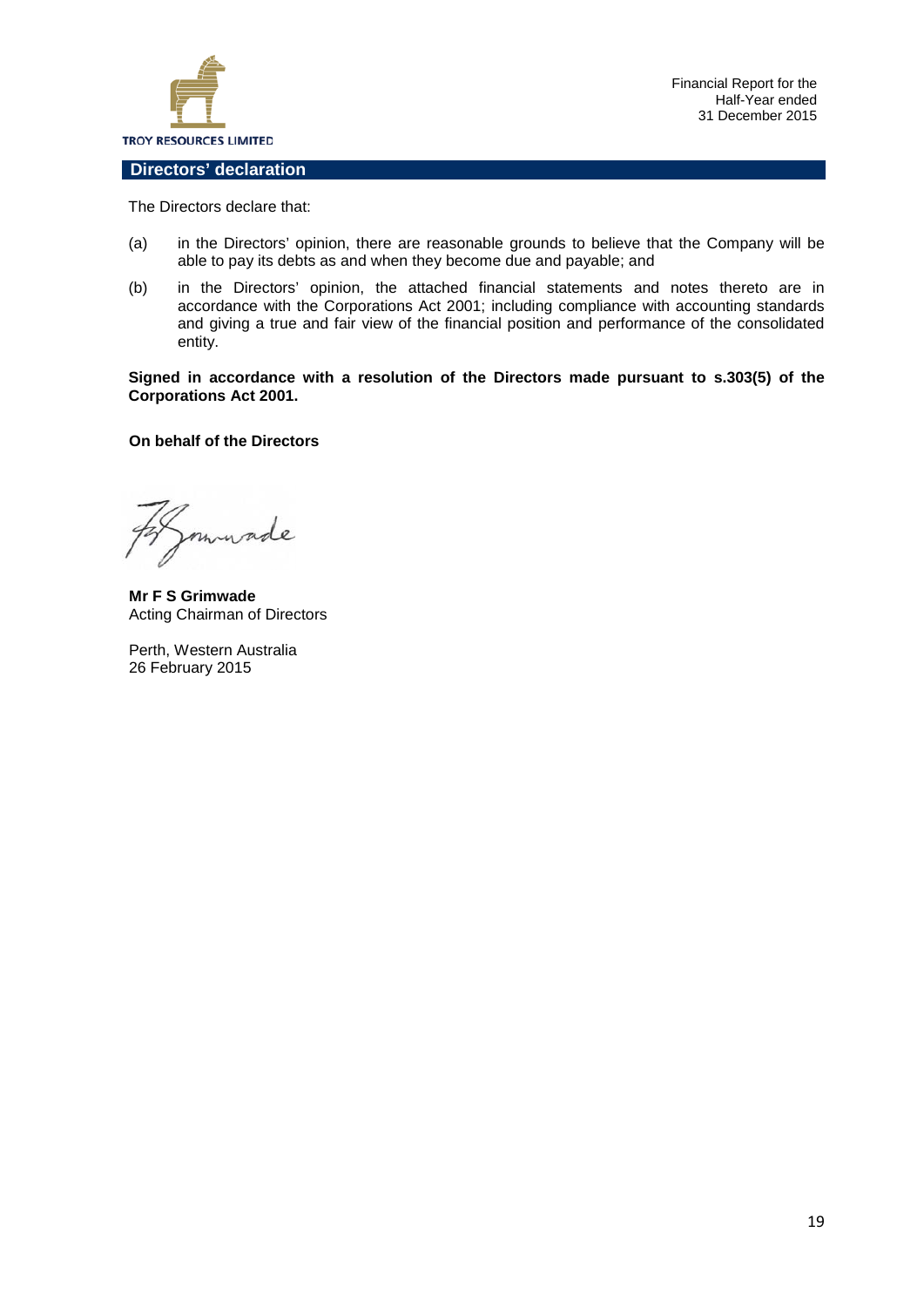## Directors' declaration

The Directors declare that:

(a) in the Directors' opinion, there are reasonable grounds to believe that the Company will be able to pay its debts as and when they become due and payable; and

(b) in the Directors' opinion, the attached financial statements and notes thereto are in accordance with the Corporations Act 2001; including compliance with accounting standards and giving a true and fair view of the financial position and performance of the consolidated entity.

**Signed in accordance with a resolution of the Directors made pursuant to s.303(5) of the Corporations Act 2001.**

**On behalf of the Directors**

**Mr F S Grimwade**
Acting Chairman of Directors

Perth, Western Australia
26 February 2015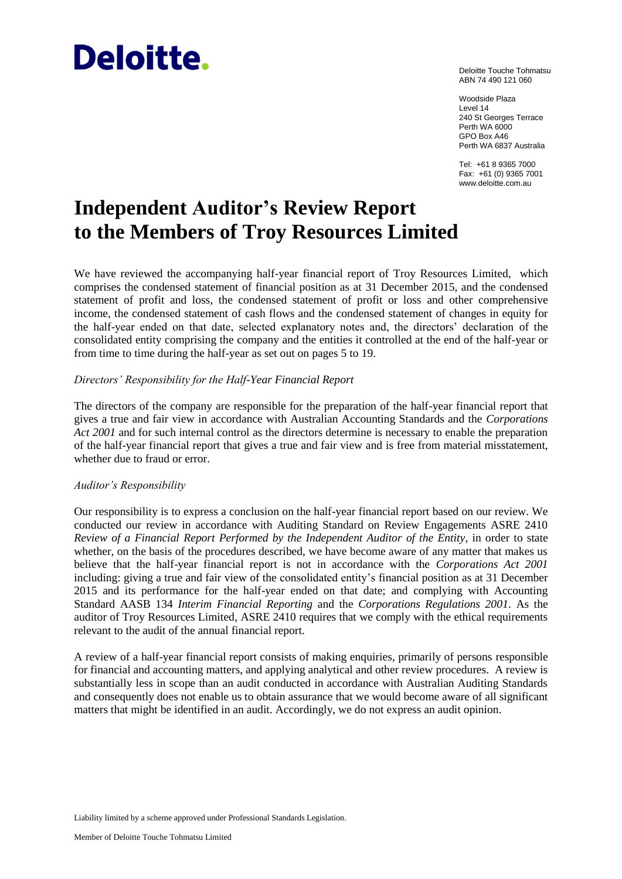**Deloitte.**

Deloitte Touche Tohmatsu
ABN 74 490 121 060

Woodside Plaza
Level 14
240 St Georges Terrace
Perth WA 6000
GPO Box A46
Perth WA 6837 Australia

Tel: +61 8 9365 7000
Fax: +61 (0) 9365 7001
www.deloitte.com.au

# Independent Auditor's Review Report to the Members of Troy Resources Limited

We have reviewed the accompanying half-year financial report of Troy Resources Limited, which comprises the condensed statement of financial position as at 31 December 2015, and the condensed statement of profit and loss, the condensed statement of profit or loss and other comprehensive income, the condensed statement of cash flows and the condensed statement of changes in equity for the half-year ended on that date, selected explanatory notes and, the directors' declaration of the consolidated entity comprising the company and the entities it controlled at the end of the half-year or from time to time during the half-year as set out on pages 5 to 19.

*Directors' Responsibility for the Half-Year Financial Report*

The directors of the company are responsible for the preparation of the half-year financial report that gives a true and fair view in accordance with Australian Accounting Standards and the *Corporations Act 2001* and for such internal control as the directors determine is necessary to enable the preparation of the half-year financial report that gives a true and fair view and is free from material misstatement, whether due to fraud or error.

*Auditor's Responsibility*

Our responsibility is to express a conclusion on the half-year financial report based on our review. We conducted our review in accordance with Auditing Standard on Review Engagements ASRE 2410 *Review of a Financial Report Performed by the Independent Auditor of the Entity*, in order to state whether, on the basis of the procedures described, we have become aware of any matter that makes us believe that the half-year financial report is not in accordance with the *Corporations Act 2001* including: giving a true and fair view of the consolidated entity's financial position as at 31 December 2015 and its performance for the half-year ended on that date; and complying with Accounting Standard AASB 134 *Interim Financial Reporting* and the *Corporations Regulations 2001*. As the auditor of Troy Resources Limited, ASRE 2410 requires that we comply with the ethical requirements relevant to the audit of the annual financial report.

A review of a half-year financial report consists of making enquiries, primarily of persons responsible for financial and accounting matters, and applying analytical and other review procedures. A review is substantially less in scope than an audit conducted in accordance with Australian Auditing Standards and consequently does not enable us to obtain assurance that we would become aware of all significant matters that might be identified in an audit. Accordingly, we do not express an audit opinion.

Liability limited by a scheme approved under Professional Standards Legislation.

Member of Deloitte Touche Tohmatsu Limited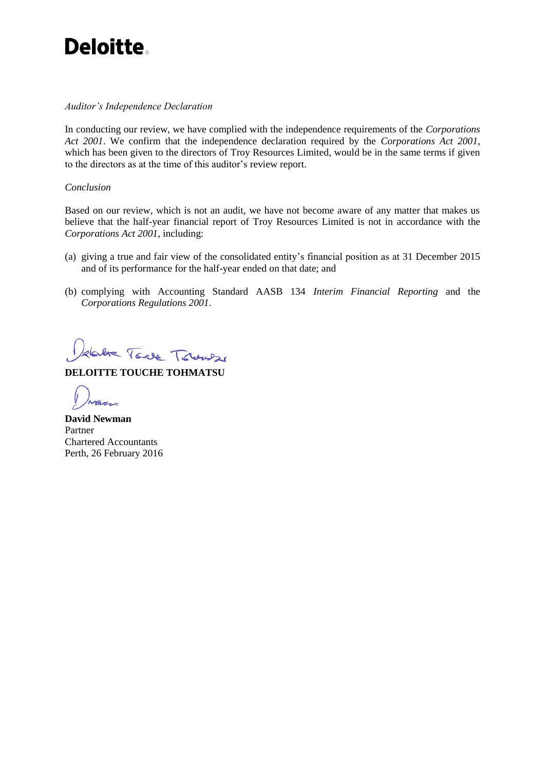Deloitte.

*Auditor's Independence Declaration*

In conducting our review, we have complied with the independence requirements of the *Corporations Act 2001*. We confirm that the independence declaration required by the *Corporations Act 2001*, which has been given to the directors of Troy Resources Limited, would be in the same terms if given to the directors as at the time of this auditor's review report.

*Conclusion*

Based on our review, which is not an audit, we have not become aware of any matter that makes us believe that the half-year financial report of Troy Resources Limited is not in accordance with the *Corporations Act 2001*, including:

(a) giving a true and fair view of the consolidated entity's financial position as at 31 December 2015 and of its performance for the half-year ended on that date; and

(b) complying with Accounting Standard AASB 134 *Interim Financial Reporting* and the *Corporations Regulations 2001*.

**DELOITTE TOUCHE TOHMATSU**

**David Newman**
Partner
Chartered Accountants
Perth, 26 February 2016